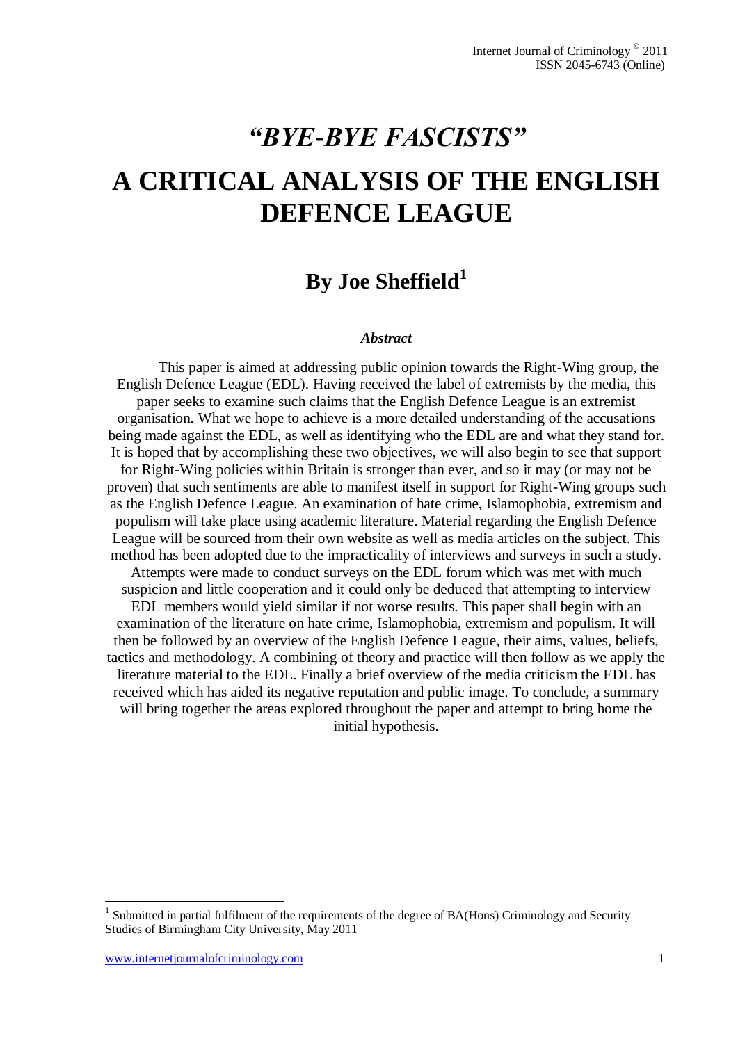# *"BYE-BYE FASCISTS"*

# A CRITICAL ANALYSIS OF THE ENGLISH DEFENCE LEAGUE

## By Joe Sheffield[1]

### *Abstract*

This paper is aimed at addressing public opinion towards the Right-Wing group, the English Defence League (EDL). Having received the label of extremists by the media, this paper seeks to examine such claims that the English Defence League is an extremist organisation. What we hope to achieve is a more detailed understanding of the accusations being made against the EDL, as well as identifying who the EDL are and what they stand for. It is hoped that by accomplishing these two objectives, we will also begin to see that support for Right-Wing policies within Britain is stronger than ever, and so it may (or may not be proven) that such sentiments are able to manifest itself in support for Right-Wing groups such as the English Defence League. An examination of hate crime, Islamophobia, extremism and populism will take place using academic literature. Material regarding the English Defence League will be sourced from their own website as well as media articles on the subject. This method has been adopted due to the impracticality of interviews and surveys in such a study. Attempts were made to conduct surveys on the EDL forum which was met with much suspicion and little cooperation and it could only be deduced that attempting to interview EDL members would yield similar if not worse results. This paper shall begin with an examination of the literature on hate crime, Islamophobia, extremism and populism. It will then be followed by an overview of the English Defence League, their aims, values, beliefs, tactics and methodology. A combining of theory and practice will then follow as we apply the literature material to the EDL. Finally a brief overview of the media criticism the EDL has received which has aided its negative reputation and public image. To conclude, a summary will bring together the areas explored throughout the paper and attempt to bring home the initial hypothesis.

---

[1] Submitted in partial fulfilment of the requirements of the degree of BA(Hons) Criminology and Security Studies of Birmingham City University, May 2011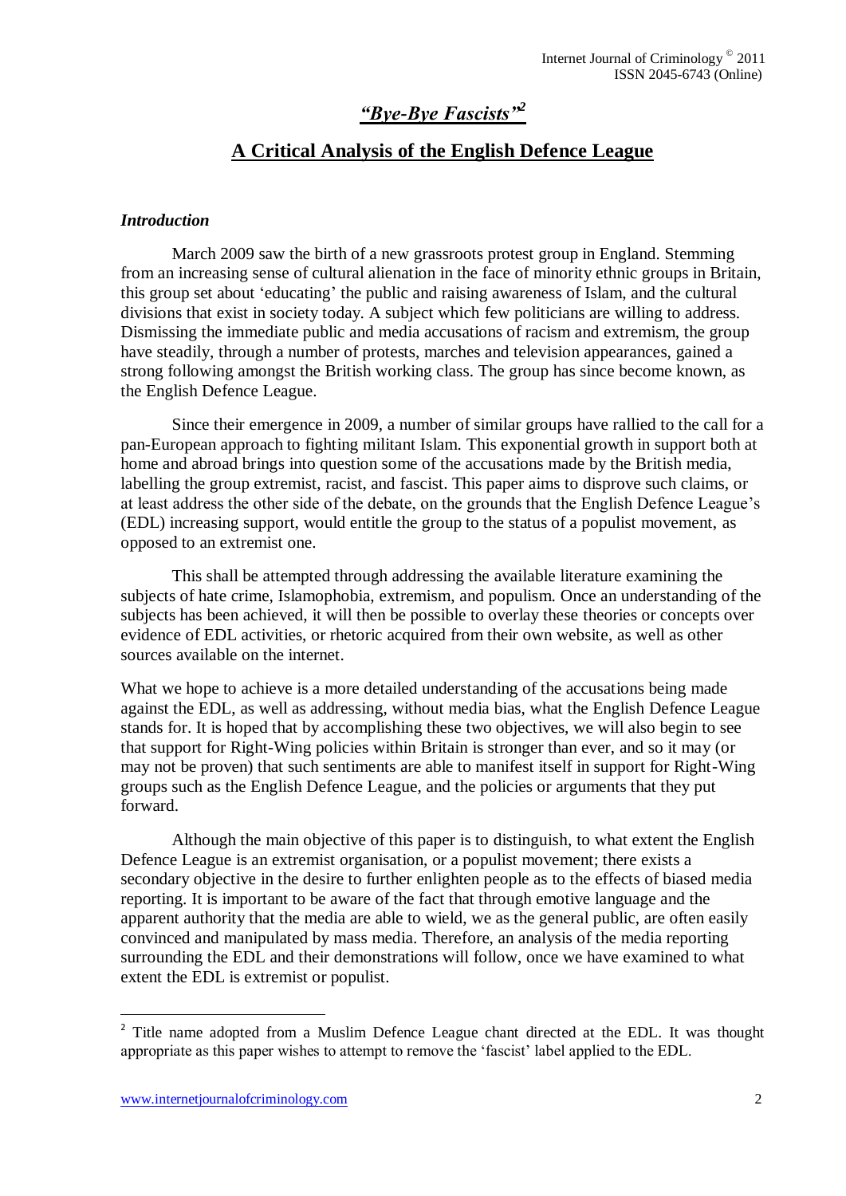# *"Bye-Bye Fascists"*[2]

## A Critical Analysis of the English Defence League

### *Introduction*

March 2009 saw the birth of a new grassroots protest group in England. Stemming from an increasing sense of cultural alienation in the face of minority ethnic groups in Britain, this group set about 'educating' the public and raising awareness of Islam, and the cultural divisions that exist in society today. A subject which few politicians are willing to address. Dismissing the immediate public and media accusations of racism and extremism, the group have steadily, through a number of protests, marches and television appearances, gained a strong following amongst the British working class. The group has since become known, as the English Defence League.

Since their emergence in 2009, a number of similar groups have rallied to the call for a pan-European approach to fighting militant Islam. This exponential growth in support both at home and abroad brings into question some of the accusations made by the British media, labelling the group extremist, racist, and fascist. This paper aims to disprove such claims, or at least address the other side of the debate, on the grounds that the English Defence League's (EDL) increasing support, would entitle the group to the status of a populist movement, as opposed to an extremist one.

This shall be attempted through addressing the available literature examining the subjects of hate crime, Islamophobia, extremism, and populism. Once an understanding of the subjects has been achieved, it will then be possible to overlay these theories or concepts over evidence of EDL activities, or rhetoric acquired from their own website, as well as other sources available on the internet.

What we hope to achieve is a more detailed understanding of the accusations being made against the EDL, as well as addressing, without media bias, what the English Defence League stands for. It is hoped that by accomplishing these two objectives, we will also begin to see that support for Right-Wing policies within Britain is stronger than ever, and so it may (or may not be proven) that such sentiments are able to manifest itself in support for Right-Wing groups such as the English Defence League, and the policies or arguments that they put forward.

Although the main objective of this paper is to distinguish, to what extent the English Defence League is an extremist organisation, or a populist movement; there exists a secondary objective in the desire to further enlighten people as to the effects of biased media reporting. It is important to be aware of the fact that through emotive language and the apparent authority that the media are able to wield, we as the general public, are often easily convinced and manipulated by mass media. Therefore, an analysis of the media reporting surrounding the EDL and their demonstrations will follow, once we have examined to what extent the EDL is extremist or populist.

---

[2] Title name adopted from a Muslim Defence League chant directed at the EDL. It was thought appropriate as this paper wishes to attempt to remove the 'fascist' label applied to the EDL.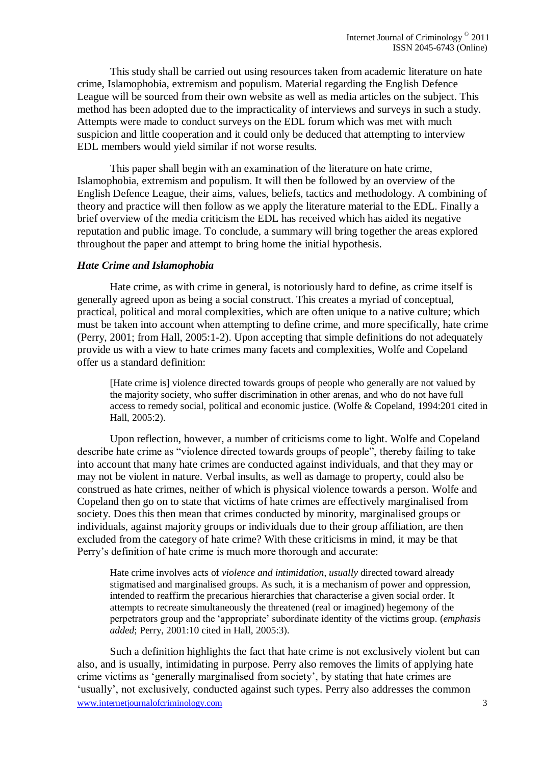This study shall be carried out using resources taken from academic literature on hate crime, Islamophobia, extremism and populism. Material regarding the English Defence League will be sourced from their own website as well as media articles on the subject. This method has been adopted due to the impracticality of interviews and surveys in such a study. Attempts were made to conduct surveys on the EDL forum which was met with much suspicion and little cooperation and it could only be deduced that attempting to interview EDL members would yield similar if not worse results.

This paper shall begin with an examination of the literature on hate crime, Islamophobia, extremism and populism. It will then be followed by an overview of the English Defence League, their aims, values, beliefs, tactics and methodology. A combining of theory and practice will then follow as we apply the literature material to the EDL. Finally a brief overview of the media criticism the EDL has received which has aided its negative reputation and public image. To conclude, a summary will bring together the areas explored throughout the paper and attempt to bring home the initial hypothesis.

### *Hate Crime and Islamophobia*

Hate crime, as with crime in general, is notoriously hard to define, as crime itself is generally agreed upon as being a social construct. This creates a myriad of conceptual, practical, political and moral complexities, which are often unique to a native culture; which must be taken into account when attempting to define crime, and more specifically, hate crime (Perry, 2001; from Hall, 2005:1-2). Upon accepting that simple definitions do not adequately provide us with a view to hate crimes many facets and complexities, Wolfe and Copeland offer us a standard definition:

> [Hate crime is] violence directed towards groups of people who generally are not valued by the majority society, who suffer discrimination in other arenas, and who do not have full access to remedy social, political and economic justice. (Wolfe & Copeland, 1994:201 cited in Hall, 2005:2).

Upon reflection, however, a number of criticisms come to light. Wolfe and Copeland describe hate crime as "violence directed towards groups of people", thereby failing to take into account that many hate crimes are conducted against individuals, and that they may or may not be violent in nature. Verbal insults, as well as damage to property, could also be construed as hate crimes, neither of which is physical violence towards a person. Wolfe and Copeland then go on to state that victims of hate crimes are effectively marginalised from society. Does this then mean that crimes conducted by minority, marginalised groups or individuals, against majority groups or individuals due to their group affiliation, are then excluded from the category of hate crime? With these criticisms in mind, it may be that Perry's definition of hate crime is much more thorough and accurate:

> Hate crime involves acts of *violence and intimidation*, *usually* directed toward already stigmatised and marginalised groups. As such, it is a mechanism of power and oppression, intended to reaffirm the precarious hierarchies that characterise a given social order. It attempts to recreate simultaneously the threatened (real or imagined) hegemony of the perpetrators group and the 'appropriate' subordinate identity of the victims group. (*emphasis added*; Perry, 2001:10 cited in Hall, 2005:3).

Such a definition highlights the fact that hate crime is not exclusively violent but can also, and is usually, intimidating in purpose. Perry also removes the limits of applying hate crime victims as 'generally marginalised from society', by stating that hate crimes are 'usually', not exclusively, conducted against such types. Perry also addresses the common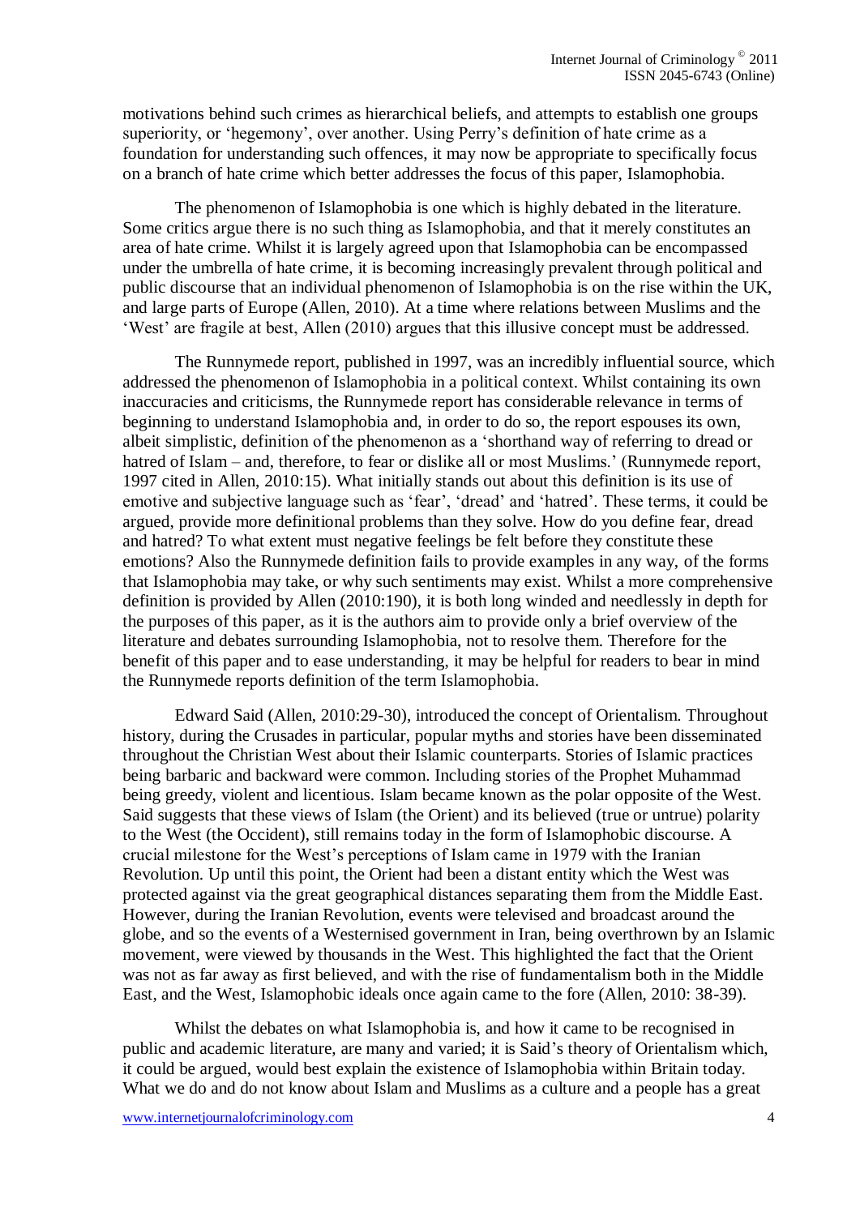motivations behind such crimes as hierarchical beliefs, and attempts to establish one groups superiority, or 'hegemony', over another. Using Perry's definition of hate crime as a foundation for understanding such offences, it may now be appropriate to specifically focus on a branch of hate crime which better addresses the focus of this paper, Islamophobia.

The phenomenon of Islamophobia is one which is highly debated in the literature. Some critics argue there is no such thing as Islamophobia, and that it merely constitutes an area of hate crime. Whilst it is largely agreed upon that Islamophobia can be encompassed under the umbrella of hate crime, it is becoming increasingly prevalent through political and public discourse that an individual phenomenon of Islamophobia is on the rise within the UK, and large parts of Europe (Allen, 2010). At a time where relations between Muslims and the 'West' are fragile at best, Allen (2010) argues that this illusive concept must be addressed.

The Runnymede report, published in 1997, was an incredibly influential source, which addressed the phenomenon of Islamophobia in a political context. Whilst containing its own inaccuracies and criticisms, the Runnymede report has considerable relevance in terms of beginning to understand Islamophobia and, in order to do so, the report espouses its own, albeit simplistic, definition of the phenomenon as a 'shorthand way of referring to dread or hatred of Islam – and, therefore, to fear or dislike all or most Muslims.' (Runnymede report, 1997 cited in Allen, 2010:15). What initially stands out about this definition is its use of emotive and subjective language such as 'fear', 'dread' and 'hatred'. These terms, it could be argued, provide more definitional problems than they solve. How do you define fear, dread and hatred? To what extent must negative feelings be felt before they constitute these emotions? Also the Runnymede definition fails to provide examples in any way, of the forms that Islamophobia may take, or why such sentiments may exist. Whilst a more comprehensive definition is provided by Allen (2010:190), it is both long winded and needlessly in depth for the purposes of this paper, as it is the authors aim to provide only a brief overview of the literature and debates surrounding Islamophobia, not to resolve them. Therefore for the benefit of this paper and to ease understanding, it may be helpful for readers to bear in mind the Runnymede reports definition of the term Islamophobia.

Edward Said (Allen, 2010:29-30), introduced the concept of Orientalism. Throughout history, during the Crusades in particular, popular myths and stories have been disseminated throughout the Christian West about their Islamic counterparts. Stories of Islamic practices being barbaric and backward were common. Including stories of the Prophet Muhammad being greedy, violent and licentious. Islam became known as the polar opposite of the West. Said suggests that these views of Islam (the Orient) and its believed (true or untrue) polarity to the West (the Occident), still remains today in the form of Islamophobic discourse. A crucial milestone for the West's perceptions of Islam came in 1979 with the Iranian Revolution. Up until this point, the Orient had been a distant entity which the West was protected against via the great geographical distances separating them from the Middle East. However, during the Iranian Revolution, events were televised and broadcast around the globe, and so the events of a Westernised government in Iran, being overthrown by an Islamic movement, were viewed by thousands in the West. This highlighted the fact that the Orient was not as far away as first believed, and with the rise of fundamentalism both in the Middle East, and the West, Islamophobic ideals once again came to the fore (Allen, 2010: 38-39).

Whilst the debates on what Islamophobia is, and how it came to be recognised in public and academic literature, are many and varied; it is Said's theory of Orientalism which, it could be argued, would best explain the existence of Islamophobia within Britain today. What we do and do not know about Islam and Muslims as a culture and a people has a great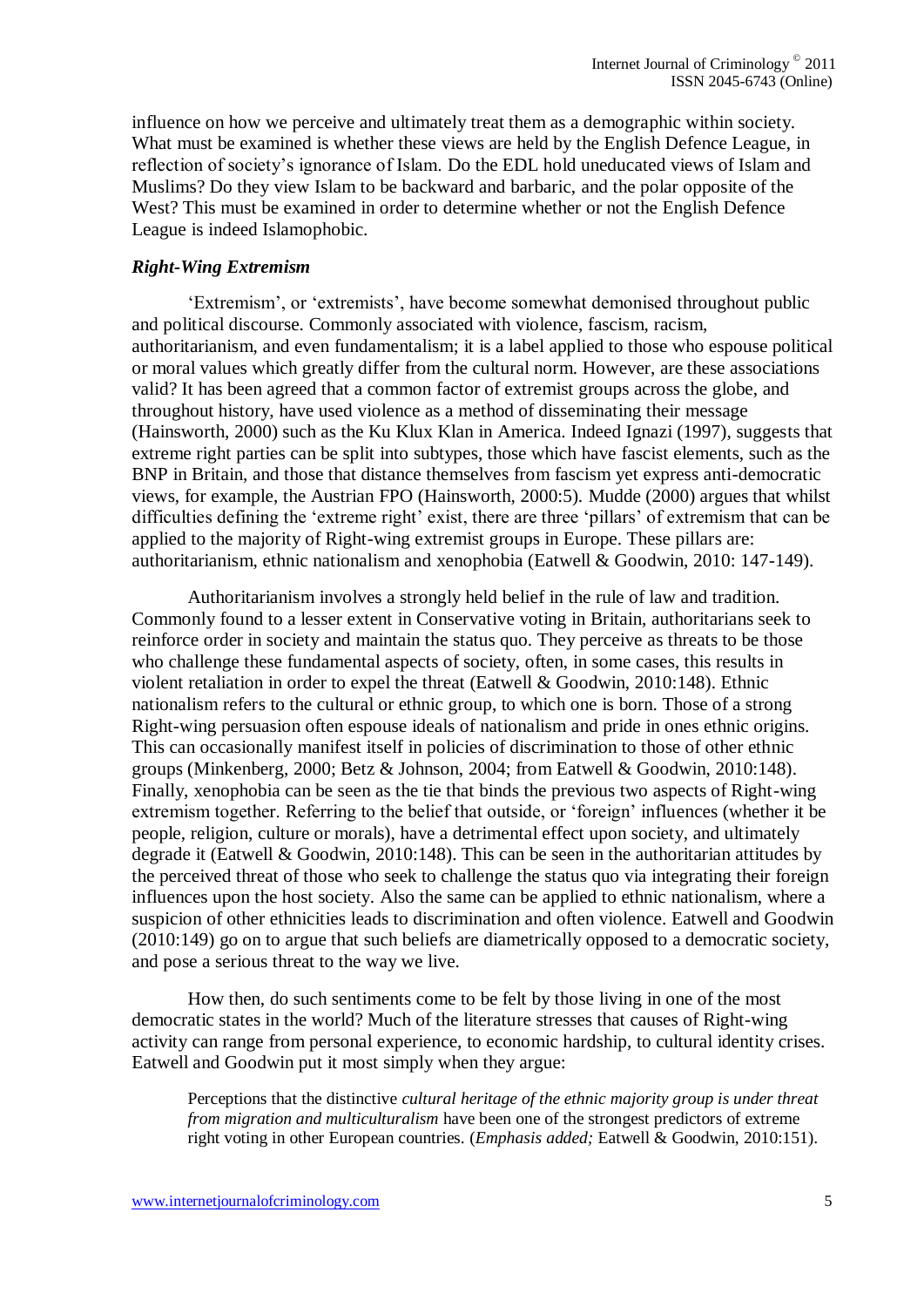influence on how we perceive and ultimately treat them as a demographic within society. What must be examined is whether these views are held by the English Defence League, in reflection of society's ignorance of Islam. Do the EDL hold uneducated views of Islam and Muslims? Do they view Islam to be backward and barbaric, and the polar opposite of the West? This must be examined in order to determine whether or not the English Defence League is indeed Islamophobic.

### *Right-Wing Extremism*

'Extremism', or 'extremists', have become somewhat demonised throughout public and political discourse. Commonly associated with violence, fascism, racism, authoritarianism, and even fundamentalism; it is a label applied to those who espouse political or moral values which greatly differ from the cultural norm. However, are these associations valid? It has been agreed that a common factor of extremist groups across the globe, and throughout history, have used violence as a method of disseminating their message (Hainsworth, 2000) such as the Ku Klux Klan in America. Indeed Ignazi (1997), suggests that extreme right parties can be split into subtypes, those which have fascist elements, such as the BNP in Britain, and those that distance themselves from fascism yet express anti-democratic views, for example, the Austrian FPO (Hainsworth, 2000:5). Mudde (2000) argues that whilst difficulties defining the 'extreme right' exist, there are three 'pillars' of extremism that can be applied to the majority of Right-wing extremist groups in Europe. These pillars are: authoritarianism, ethnic nationalism and xenophobia (Eatwell & Goodwin, 2010: 147-149).

Authoritarianism involves a strongly held belief in the rule of law and tradition. Commonly found to a lesser extent in Conservative voting in Britain, authoritarians seek to reinforce order in society and maintain the status quo. They perceive as threats to be those who challenge these fundamental aspects of society, often, in some cases, this results in violent retaliation in order to expel the threat (Eatwell & Goodwin, 2010:148). Ethnic nationalism refers to the cultural or ethnic group, to which one is born. Those of a strong Right-wing persuasion often espouse ideals of nationalism and pride in ones ethnic origins. This can occasionally manifest itself in policies of discrimination to those of other ethnic groups (Minkenberg, 2000; Betz & Johnson, 2004; from Eatwell & Goodwin, 2010:148). Finally, xenophobia can be seen as the tie that binds the previous two aspects of Right-wing extremism together. Referring to the belief that outside, or 'foreign' influences (whether it be people, religion, culture or morals), have a detrimental effect upon society, and ultimately degrade it (Eatwell & Goodwin, 2010:148). This can be seen in the authoritarian attitudes by the perceived threat of those who seek to challenge the status quo via integrating their foreign influences upon the host society. Also the same can be applied to ethnic nationalism, where a suspicion of other ethnicities leads to discrimination and often violence. Eatwell and Goodwin (2010:149) go on to argue that such beliefs are diametrically opposed to a democratic society, and pose a serious threat to the way we live.

How then, do such sentiments come to be felt by those living in one of the most democratic states in the world? Much of the literature stresses that causes of Right-wing activity can range from personal experience, to economic hardship, to cultural identity crises. Eatwell and Goodwin put it most simply when they argue:

> Perceptions that the distinctive *cultural heritage of the ethnic majority group is under threat from migration and multiculturalism* have been one of the strongest predictors of extreme right voting in other European countries. (*Emphasis added;* Eatwell & Goodwin, 2010:151).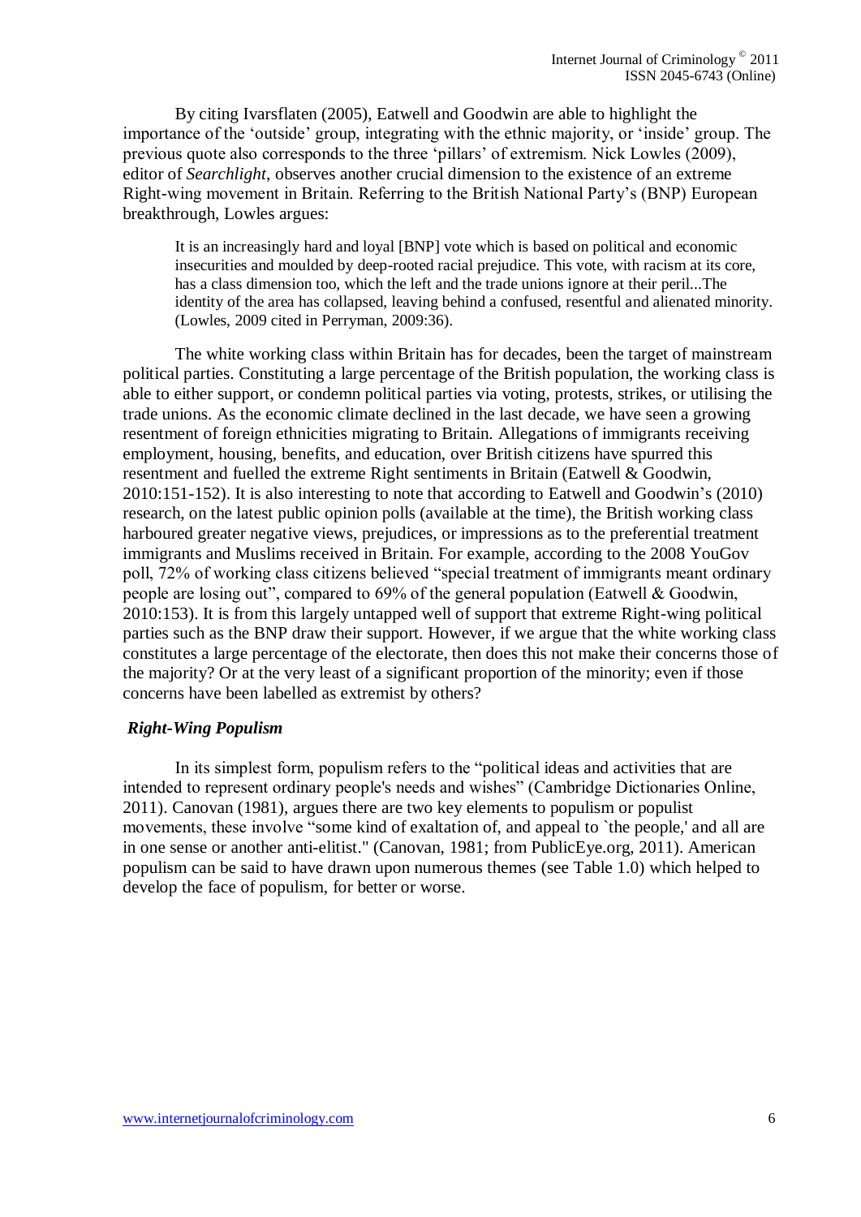By citing Ivarsflaten (2005), Eatwell and Goodwin are able to highlight the importance of the 'outside' group, integrating with the ethnic majority, or 'inside' group. The previous quote also corresponds to the three 'pillars' of extremism. Nick Lowles (2009), editor of *Searchlight*, observes another crucial dimension to the existence of an extreme Right-wing movement in Britain. Referring to the British National Party's (BNP) European breakthrough, Lowles argues:

> It is an increasingly hard and loyal [BNP] vote which is based on political and economic insecurities and moulded by deep-rooted racial prejudice. This vote, with racism at its core, has a class dimension too, which the left and the trade unions ignore at their peril...The identity of the area has collapsed, leaving behind a confused, resentful and alienated minority. (Lowles, 2009 cited in Perryman, 2009:36).

The white working class within Britain has for decades, been the target of mainstream political parties. Constituting a large percentage of the British population, the working class is able to either support, or condemn political parties via voting, protests, strikes, or utilising the trade unions. As the economic climate declined in the last decade, we have seen a growing resentment of foreign ethnicities migrating to Britain. Allegations of immigrants receiving employment, housing, benefits, and education, over British citizens have spurred this resentment and fuelled the extreme Right sentiments in Britain (Eatwell & Goodwin, 2010:151-152). It is also interesting to note that according to Eatwell and Goodwin's (2010) research, on the latest public opinion polls (available at the time), the British working class harboured greater negative views, prejudices, or impressions as to the preferential treatment immigrants and Muslims received in Britain. For example, according to the 2008 YouGov poll, 72% of working class citizens believed "special treatment of immigrants meant ordinary people are losing out", compared to 69% of the general population (Eatwell & Goodwin, 2010:153). It is from this largely untapped well of support that extreme Right-wing political parties such as the BNP draw their support. However, if we argue that the white working class constitutes a large percentage of the electorate, then does this not make their concerns those of the majority? Or at the very least of a significant proportion of the minority; even if those concerns have been labelled as extremist by others?

### *Right-Wing Populism*

In its simplest form, populism refers to the "political ideas and activities that are intended to represent ordinary people's needs and wishes" (Cambridge Dictionaries Online, 2011). Canovan (1981), argues there are two key elements to populism or populist movements, these involve "some kind of exaltation of, and appeal to `the people,' and all are in one sense or another anti-elitist." (Canovan, 1981; from PublicEye.org, 2011). American populism can be said to have drawn upon numerous themes (see Table 1.0) which helped to develop the face of populism, for better or worse.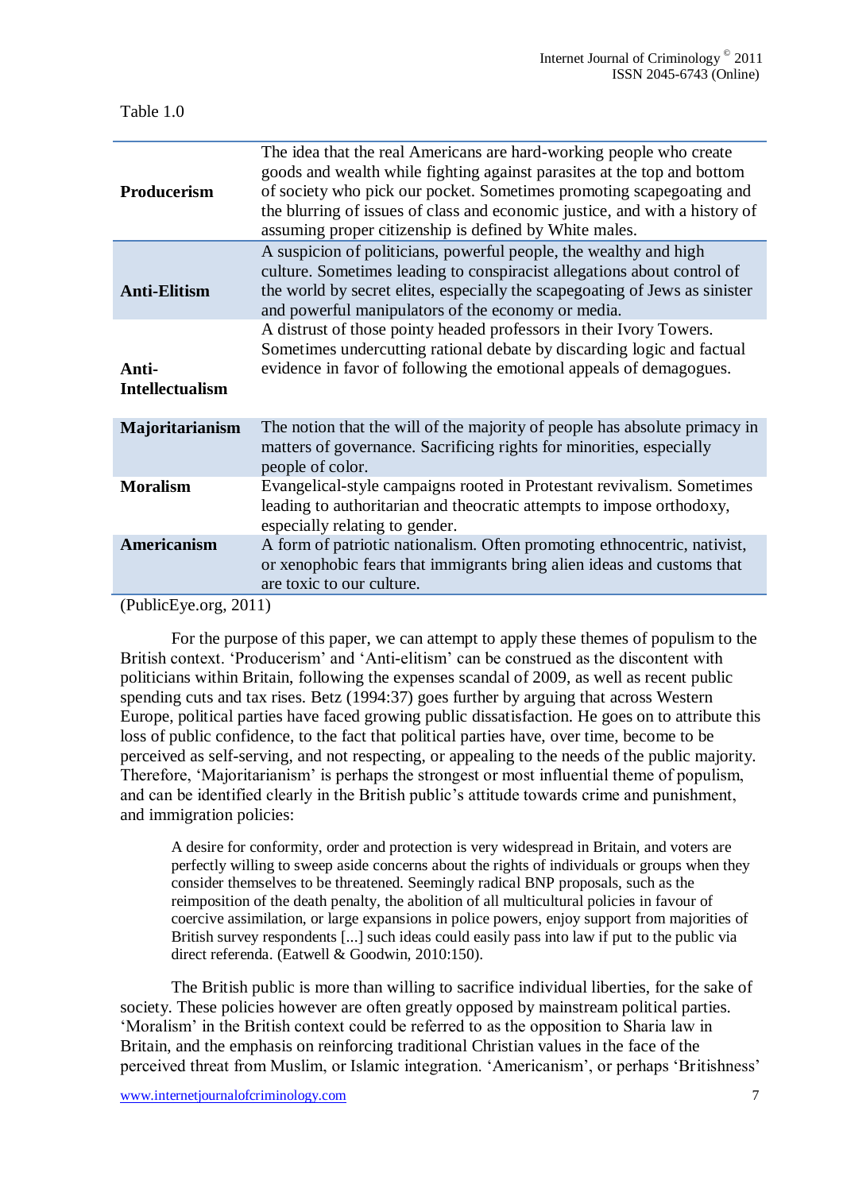Table 1.0

| | |
|---|---|
| **Producerism** | The idea that the real Americans are hard-working people who create goods and wealth while fighting against parasites at the top and bottom of society who pick our pocket. Sometimes promoting scapegoating and the blurring of issues of class and economic justice, and with a history of assuming proper citizenship is defined by White males. |
| **Anti-Elitism** | A suspicion of politicians, powerful people, the wealthy and high culture. Sometimes leading to conspiracist allegations about control of the world by secret elites, especially the scapegoating of Jews as sinister and powerful manipulators of the economy or media. |
| **Anti-Intellectualism** | A distrust of those pointy headed professors in their Ivory Towers. Sometimes undercutting rational debate by discarding logic and factual evidence in favor of following the emotional appeals of demagogues. |
| **Majoritarianism** | The notion that the will of the majority of people has absolute primacy in matters of governance. Sacrificing rights for minorities, especially people of color. |
| **Moralism** | Evangelical-style campaigns rooted in Protestant revivalism. Sometimes leading to authoritarian and theocratic attempts to impose orthodoxy, especially relating to gender. |
| **Americanism** | A form of patriotic nationalism. Often promoting ethnocentric, nativist, or xenophobic fears that immigrants bring alien ideas and customs that are toxic to our culture. |

(PublicEye.org, 2011)

For the purpose of this paper, we can attempt to apply these themes of populism to the British context. 'Producerism' and 'Anti-elitism' can be construed as the discontent with politicians within Britain, following the expenses scandal of 2009, as well as recent public spending cuts and tax rises. Betz (1994:37) goes further by arguing that across Western Europe, political parties have faced growing public dissatisfaction. He goes on to attribute this loss of public confidence, to the fact that political parties have, over time, become to be perceived as self-serving, and not respecting, or appealing to the needs of the public majority. Therefore, 'Majoritarianism' is perhaps the strongest or most influential theme of populism, and can be identified clearly in the British public's attitude towards crime and punishment, and immigration policies:

> A desire for conformity, order and protection is very widespread in Britain, and voters are perfectly willing to sweep aside concerns about the rights of individuals or groups when they consider themselves to be threatened. Seemingly radical BNP proposals, such as the reimposition of the death penalty, the abolition of all multicultural policies in favour of coercive assimilation, or large expansions in police powers, enjoy support from majorities of British survey respondents [...] such ideas could easily pass into law if put to the public via direct referenda. (Eatwell & Goodwin, 2010:150).

The British public is more than willing to sacrifice individual liberties, for the sake of society. These policies however are often greatly opposed by mainstream political parties. 'Moralism' in the British context could be referred to as the opposition to Sharia law in Britain, and the emphasis on reinforcing traditional Christian values in the face of the perceived threat from Muslim, or Islamic integration. 'Americanism', or perhaps 'Britishness'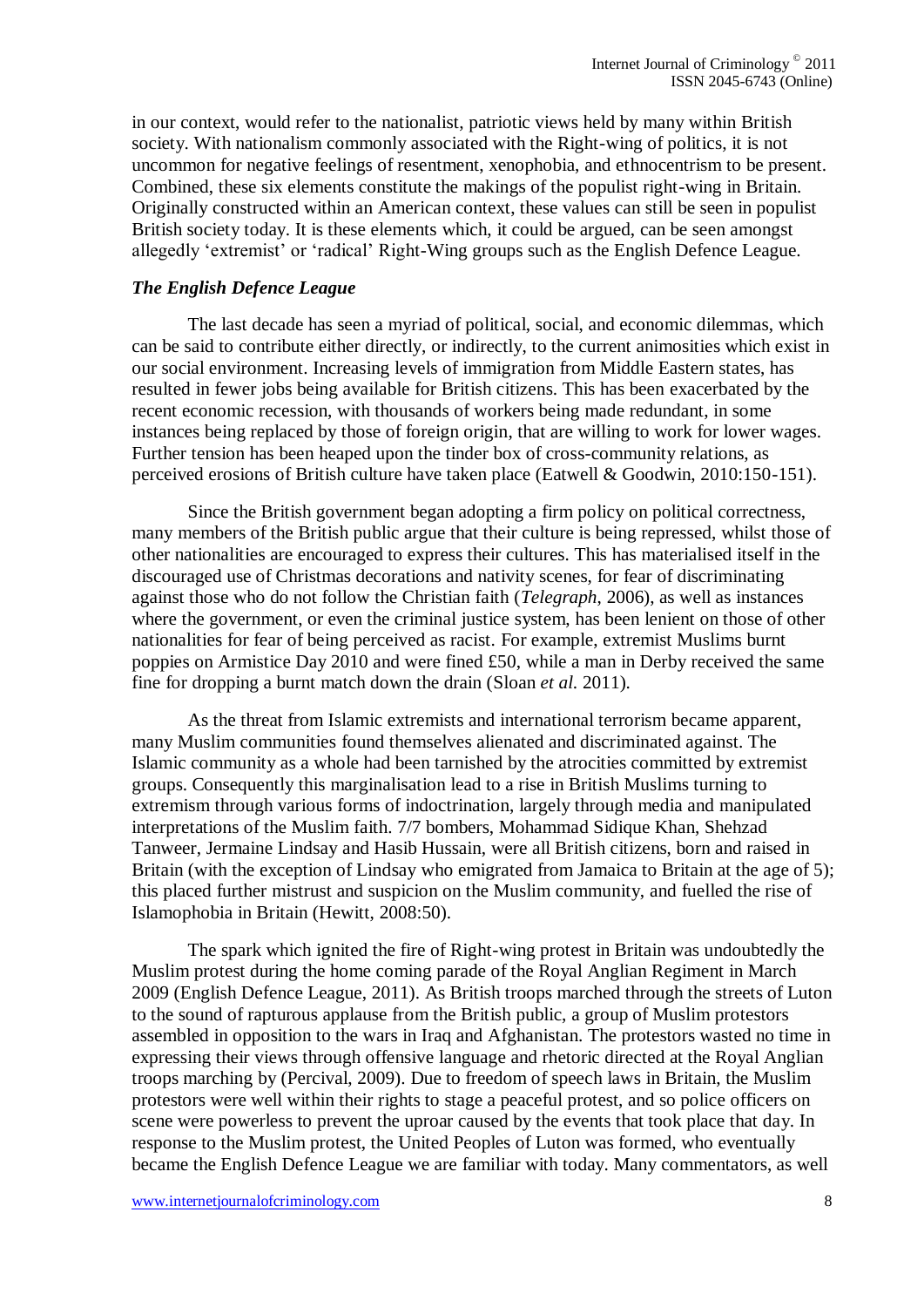in our context, would refer to the nationalist, patriotic views held by many within British society. With nationalism commonly associated with the Right-wing of politics, it is not uncommon for negative feelings of resentment, xenophobia, and ethnocentrism to be present. Combined, these six elements constitute the makings of the populist right-wing in Britain. Originally constructed within an American context, these values can still be seen in populist British society today. It is these elements which, it could be argued, can be seen amongst allegedly 'extremist' or 'radical' Right-Wing groups such as the English Defence League.

### *The English Defence League*

The last decade has seen a myriad of political, social, and economic dilemmas, which can be said to contribute either directly, or indirectly, to the current animosities which exist in our social environment. Increasing levels of immigration from Middle Eastern states, has resulted in fewer jobs being available for British citizens. This has been exacerbated by the recent economic recession, with thousands of workers being made redundant, in some instances being replaced by those of foreign origin, that are willing to work for lower wages. Further tension has been heaped upon the tinder box of cross-community relations, as perceived erosions of British culture have taken place (Eatwell & Goodwin, 2010:150-151).

Since the British government began adopting a firm policy on political correctness, many members of the British public argue that their culture is being repressed, whilst those of other nationalities are encouraged to express their cultures. This has materialised itself in the discouraged use of Christmas decorations and nativity scenes, for fear of discriminating against those who do not follow the Christian faith (*Telegraph*, 2006), as well as instances where the government, or even the criminal justice system, has been lenient on those of other nationalities for fear of being perceived as racist. For example, extremist Muslims burnt poppies on Armistice Day 2010 and were fined £50, while a man in Derby received the same fine for dropping a burnt match down the drain (Sloan *et al.* 2011).

As the threat from Islamic extremists and international terrorism became apparent, many Muslim communities found themselves alienated and discriminated against. The Islamic community as a whole had been tarnished by the atrocities committed by extremist groups. Consequently this marginalisation lead to a rise in British Muslims turning to extremism through various forms of indoctrination, largely through media and manipulated interpretations of the Muslim faith. 7/7 bombers, Mohammad Sidique Khan, Shehzad Tanweer, Jermaine Lindsay and Hasib Hussain, were all British citizens, born and raised in Britain (with the exception of Lindsay who emigrated from Jamaica to Britain at the age of 5); this placed further mistrust and suspicion on the Muslim community, and fuelled the rise of Islamophobia in Britain (Hewitt, 2008:50).

The spark which ignited the fire of Right-wing protest in Britain was undoubtedly the Muslim protest during the home coming parade of the Royal Anglian Regiment in March 2009 (English Defence League, 2011). As British troops marched through the streets of Luton to the sound of rapturous applause from the British public, a group of Muslim protestors assembled in opposition to the wars in Iraq and Afghanistan. The protestors wasted no time in expressing their views through offensive language and rhetoric directed at the Royal Anglian troops marching by (Percival, 2009). Due to freedom of speech laws in Britain, the Muslim protestors were well within their rights to stage a peaceful protest, and so police officers on scene were powerless to prevent the uproar caused by the events that took place that day. In response to the Muslim protest, the United Peoples of Luton was formed, who eventually became the English Defence League we are familiar with today. Many commentators, as well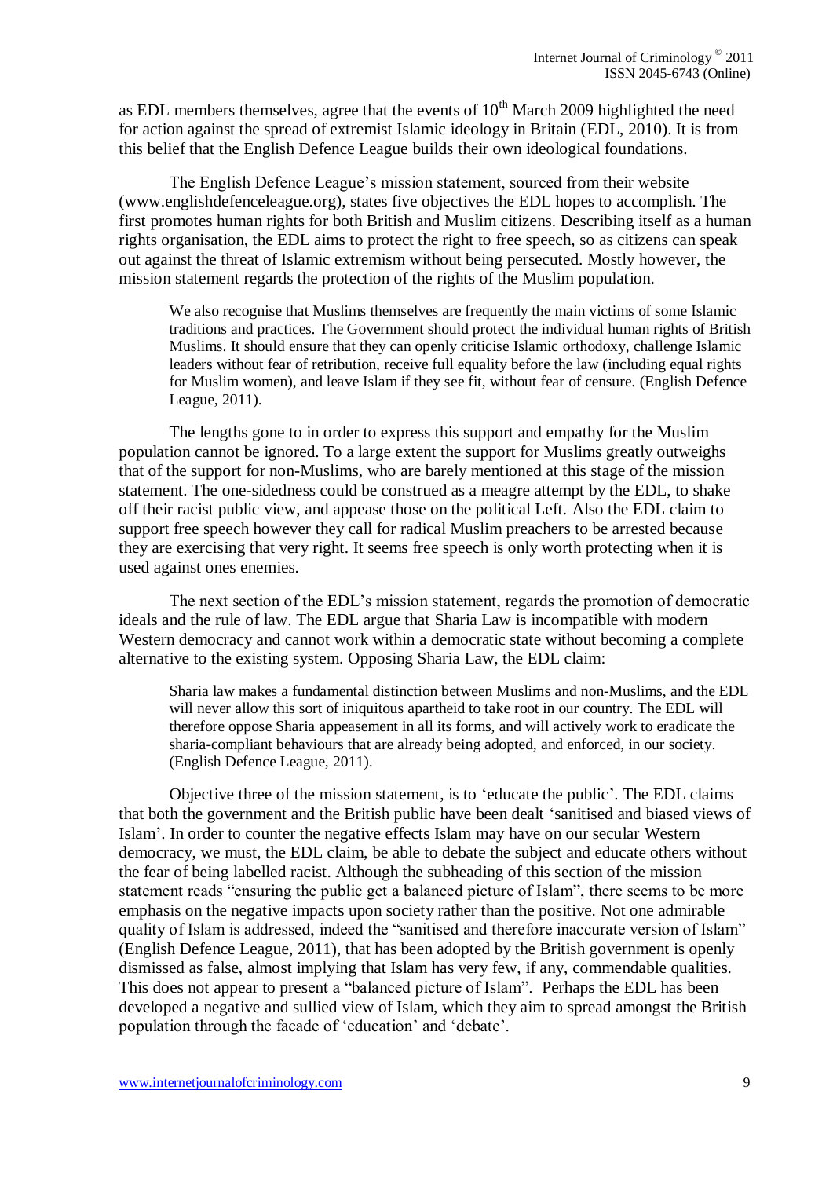as EDL members themselves, agree that the events of 10th March 2009 highlighted the need for action against the spread of extremist Islamic ideology in Britain (EDL, 2010). It is from this belief that the English Defence League builds their own ideological foundations.

The English Defence League's mission statement, sourced from their website (www.englishdefenceleague.org), states five objectives the EDL hopes to accomplish. The first promotes human rights for both British and Muslim citizens. Describing itself as a human rights organisation, the EDL aims to protect the right to free speech, so as citizens can speak out against the threat of Islamic extremism without being persecuted. Mostly however, the mission statement regards the protection of the rights of the Muslim population.

> We also recognise that Muslims themselves are frequently the main victims of some Islamic traditions and practices. The Government should protect the individual human rights of British Muslims. It should ensure that they can openly criticise Islamic orthodoxy, challenge Islamic leaders without fear of retribution, receive full equality before the law (including equal rights for Muslim women), and leave Islam if they see fit, without fear of censure. (English Defence League, 2011).

The lengths gone to in order to express this support and empathy for the Muslim population cannot be ignored. To a large extent the support for Muslims greatly outweighs that of the support for non-Muslims, who are barely mentioned at this stage of the mission statement. The one-sidedness could be construed as a meagre attempt by the EDL, to shake off their racist public view, and appease those on the political Left. Also the EDL claim to support free speech however they call for radical Muslim preachers to be arrested because they are exercising that very right. It seems free speech is only worth protecting when it is used against ones enemies.

The next section of the EDL's mission statement, regards the promotion of democratic ideals and the rule of law. The EDL argue that Sharia Law is incompatible with modern Western democracy and cannot work within a democratic state without becoming a complete alternative to the existing system. Opposing Sharia Law, the EDL claim:

> Sharia law makes a fundamental distinction between Muslims and non-Muslims, and the EDL will never allow this sort of iniquitous apartheid to take root in our country. The EDL will therefore oppose Sharia appeasement in all its forms, and will actively work to eradicate the sharia-compliant behaviours that are already being adopted, and enforced, in our society. (English Defence League, 2011).

Objective three of the mission statement, is to 'educate the public'. The EDL claims that both the government and the British public have been dealt 'sanitised and biased views of Islam'. In order to counter the negative effects Islam may have on our secular Western democracy, we must, the EDL claim, be able to debate the subject and educate others without the fear of being labelled racist. Although the subheading of this section of the mission statement reads "ensuring the public get a balanced picture of Islam", there seems to be more emphasis on the negative impacts upon society rather than the positive. Not one admirable quality of Islam is addressed, indeed the "sanitised and therefore inaccurate version of Islam" (English Defence League, 2011), that has been adopted by the British government is openly dismissed as false, almost implying that Islam has very few, if any, commendable qualities. This does not appear to present a "balanced picture of Islam". Perhaps the EDL has been developed a negative and sullied view of Islam, which they aim to spread amongst the British population through the facade of 'education' and 'debate'.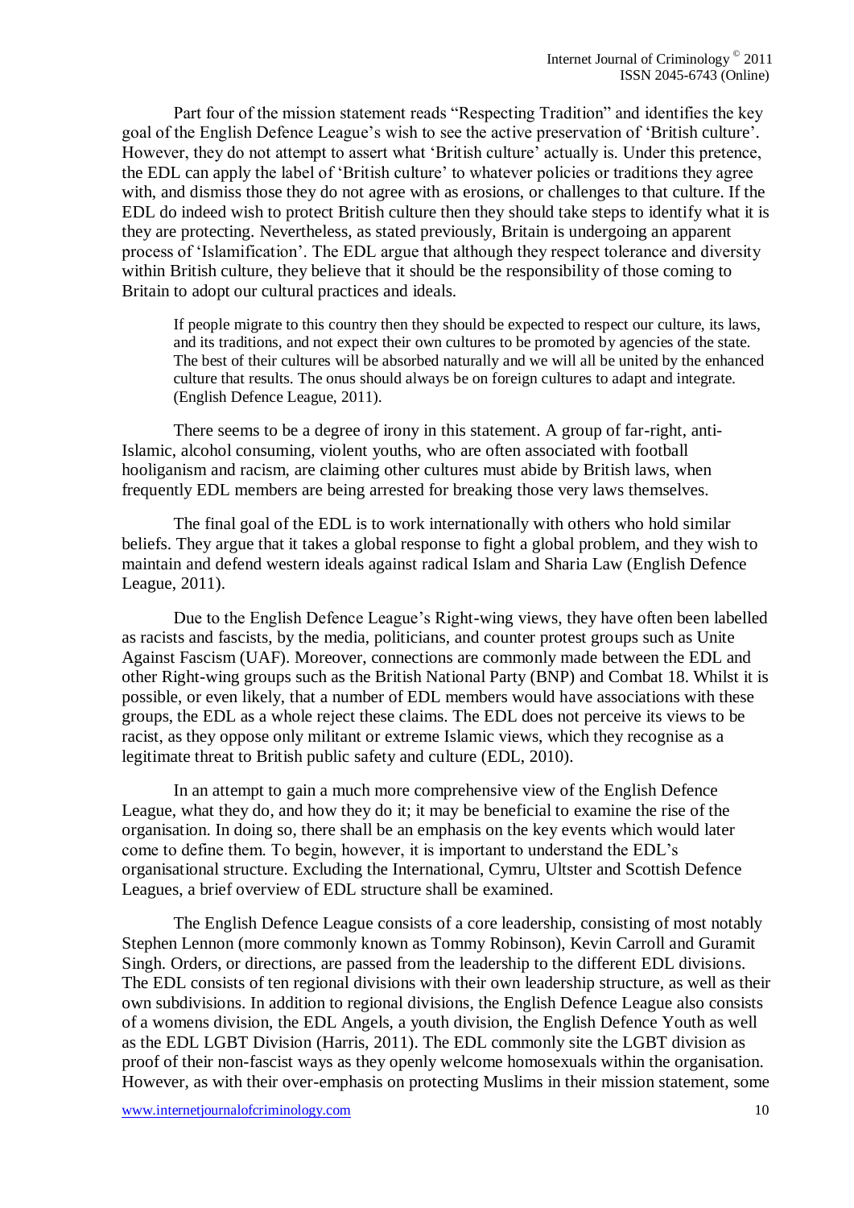Part four of the mission statement reads "Respecting Tradition" and identifies the key goal of the English Defence League's wish to see the active preservation of 'British culture'. However, they do not attempt to assert what 'British culture' actually is. Under this pretence, the EDL can apply the label of 'British culture' to whatever policies or traditions they agree with, and dismiss those they do not agree with as erosions, or challenges to that culture. If the EDL do indeed wish to protect British culture then they should take steps to identify what it is they are protecting. Nevertheless, as stated previously, Britain is undergoing an apparent process of 'Islamification'. The EDL argue that although they respect tolerance and diversity within British culture, they believe that it should be the responsibility of those coming to Britain to adopt our cultural practices and ideals.

> If people migrate to this country then they should be expected to respect our culture, its laws, and its traditions, and not expect their own cultures to be promoted by agencies of the state. The best of their cultures will be absorbed naturally and we will all be united by the enhanced culture that results. The onus should always be on foreign cultures to adapt and integrate. (English Defence League, 2011).

There seems to be a degree of irony in this statement. A group of far-right, anti-Islamic, alcohol consuming, violent youths, who are often associated with football hooliganism and racism, are claiming other cultures must abide by British laws, when frequently EDL members are being arrested for breaking those very laws themselves.

The final goal of the EDL is to work internationally with others who hold similar beliefs. They argue that it takes a global response to fight a global problem, and they wish to maintain and defend western ideals against radical Islam and Sharia Law (English Defence League, 2011).

Due to the English Defence League's Right-wing views, they have often been labelled as racists and fascists, by the media, politicians, and counter protest groups such as Unite Against Fascism (UAF). Moreover, connections are commonly made between the EDL and other Right-wing groups such as the British National Party (BNP) and Combat 18. Whilst it is possible, or even likely, that a number of EDL members would have associations with these groups, the EDL as a whole reject these claims. The EDL does not perceive its views to be racist, as they oppose only militant or extreme Islamic views, which they recognise as a legitimate threat to British public safety and culture (EDL, 2010).

In an attempt to gain a much more comprehensive view of the English Defence League, what they do, and how they do it; it may be beneficial to examine the rise of the organisation. In doing so, there shall be an emphasis on the key events which would later come to define them. To begin, however, it is important to understand the EDL's organisational structure. Excluding the International, Cymru, Ultster and Scottish Defence Leagues, a brief overview of EDL structure shall be examined.

The English Defence League consists of a core leadership, consisting of most notably Stephen Lennon (more commonly known as Tommy Robinson), Kevin Carroll and Guramit Singh. Orders, or directions, are passed from the leadership to the different EDL divisions. The EDL consists of ten regional divisions with their own leadership structure, as well as their own subdivisions. In addition to regional divisions, the English Defence League also consists of a womens division, the EDL Angels, a youth division, the English Defence Youth as well as the EDL LGBT Division (Harris, 2011). The EDL commonly site the LGBT division as proof of their non-fascist ways as they openly welcome homosexuals within the organisation. However, as with their over-emphasis on protecting Muslims in their mission statement, some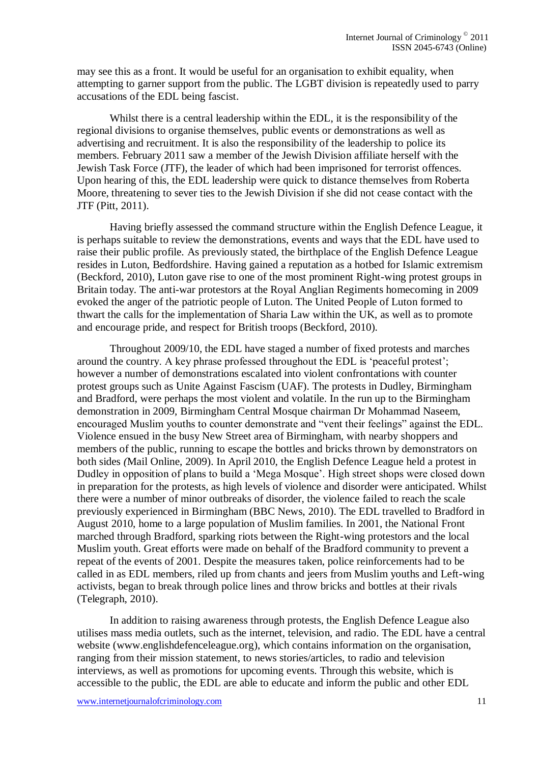may see this as a front. It would be useful for an organisation to exhibit equality, when attempting to garner support from the public. The LGBT division is repeatedly used to parry accusations of the EDL being fascist.

Whilst there is a central leadership within the EDL, it is the responsibility of the regional divisions to organise themselves, public events or demonstrations as well as advertising and recruitment. It is also the responsibility of the leadership to police its members. February 2011 saw a member of the Jewish Division affiliate herself with the Jewish Task Force (JTF), the leader of which had been imprisoned for terrorist offences. Upon hearing of this, the EDL leadership were quick to distance themselves from Roberta Moore, threatening to sever ties to the Jewish Division if she did not cease contact with the JTF (Pitt, 2011).

Having briefly assessed the command structure within the English Defence League, it is perhaps suitable to review the demonstrations, events and ways that the EDL have used to raise their public profile. As previously stated, the birthplace of the English Defence League resides in Luton, Bedfordshire. Having gained a reputation as a hotbed for Islamic extremism (Beckford, 2010), Luton gave rise to one of the most prominent Right-wing protest groups in Britain today. The anti-war protestors at the Royal Anglian Regiments homecoming in 2009 evoked the anger of the patriotic people of Luton. The United People of Luton formed to thwart the calls for the implementation of Sharia Law within the UK, as well as to promote and encourage pride, and respect for British troops (Beckford, 2010).

Throughout 2009/10, the EDL have staged a number of fixed protests and marches around the country. A key phrase professed throughout the EDL is 'peaceful protest'; however a number of demonstrations escalated into violent confrontations with counter protest groups such as Unite Against Fascism (UAF). The protests in Dudley, Birmingham and Bradford, were perhaps the most violent and volatile. In the run up to the Birmingham demonstration in 2009, Birmingham Central Mosque chairman Dr Mohammad Naseem, encouraged Muslim youths to counter demonstrate and "vent their feelings" against the EDL. Violence ensued in the busy New Street area of Birmingham, with nearby shoppers and members of the public, running to escape the bottles and bricks thrown by demonstrators on both sides (Mail Online, 2009). In April 2010, the English Defence League held a protest in Dudley in opposition of plans to build a 'Mega Mosque'. High street shops were closed down in preparation for the protests, as high levels of violence and disorder were anticipated. Whilst there were a number of minor outbreaks of disorder, the violence failed to reach the scale previously experienced in Birmingham (BBC News, 2010). The EDL travelled to Bradford in August 2010, home to a large population of Muslim families. In 2001, the National Front marched through Bradford, sparking riots between the Right-wing protestors and the local Muslim youth. Great efforts were made on behalf of the Bradford community to prevent a repeat of the events of 2001. Despite the measures taken, police reinforcements had to be called in as EDL members, riled up from chants and jeers from Muslim youths and Left-wing activists, began to break through police lines and throw bricks and bottles at their rivals (Telegraph, 2010).

In addition to raising awareness through protests, the English Defence League also utilises mass media outlets, such as the internet, television, and radio. The EDL have a central website (www.englishdefenceleague.org), which contains information on the organisation, ranging from their mission statement, to news stories/articles, to radio and television interviews, as well as promotions for upcoming events. Through this website, which is accessible to the public, the EDL are able to educate and inform the public and other EDL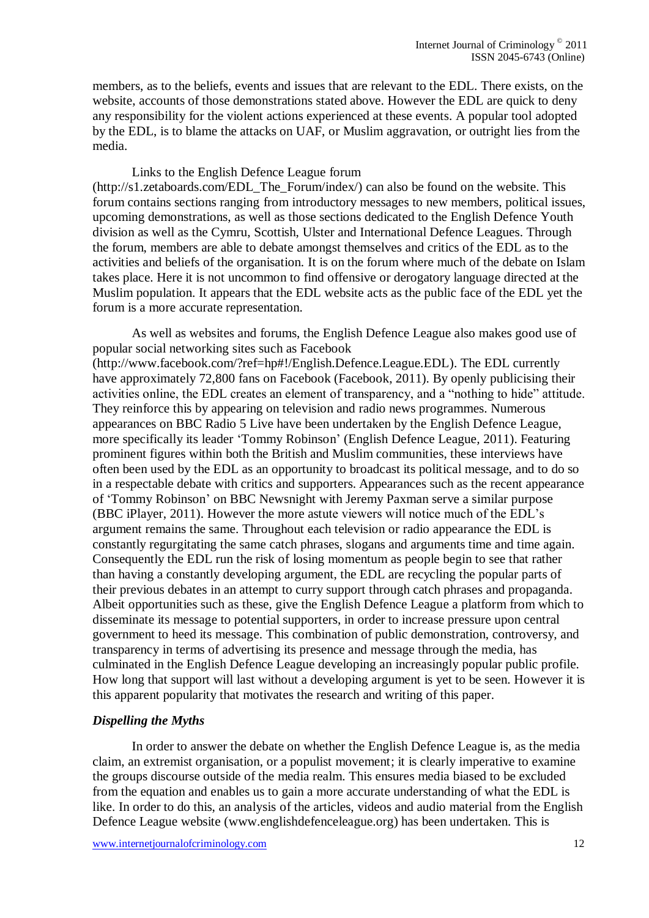members, as to the beliefs, events and issues that are relevant to the EDL. There exists, on the website, accounts of those demonstrations stated above. However the EDL are quick to deny any responsibility for the violent actions experienced at these events. A popular tool adopted by the EDL, is to blame the attacks on UAF, or Muslim aggravation, or outright lies from the media.

Links to the English Defence League forum (http://s1.zetaboards.com/EDL_The_Forum/index/) can also be found on the website. This forum contains sections ranging from introductory messages to new members, political issues, upcoming demonstrations, as well as those sections dedicated to the English Defence Youth division as well as the Cymru, Scottish, Ulster and International Defence Leagues. Through the forum, members are able to debate amongst themselves and critics of the EDL as to the activities and beliefs of the organisation. It is on the forum where much of the debate on Islam takes place. Here it is not uncommon to find offensive or derogatory language directed at the Muslim population. It appears that the EDL website acts as the public face of the EDL yet the forum is a more accurate representation.

As well as websites and forums, the English Defence League also makes good use of popular social networking sites such as Facebook (http://www.facebook.com/?ref=hp#!/English.Defence.League.EDL). The EDL currently have approximately 72,800 fans on Facebook (Facebook, 2011). By openly publicising their activities online, the EDL creates an element of transparency, and a "nothing to hide" attitude. They reinforce this by appearing on television and radio news programmes. Numerous appearances on BBC Radio 5 Live have been undertaken by the English Defence League, more specifically its leader 'Tommy Robinson' (English Defence League, 2011). Featuring prominent figures within both the British and Muslim communities, these interviews have often been used by the EDL as an opportunity to broadcast its political message, and to do so in a respectable debate with critics and supporters. Appearances such as the recent appearance of 'Tommy Robinson' on BBC Newsnight with Jeremy Paxman serve a similar purpose (BBC iPlayer, 2011). However the more astute viewers will notice much of the EDL's argument remains the same. Throughout each television or radio appearance the EDL is constantly regurgitating the same catch phrases, slogans and arguments time and time again. Consequently the EDL run the risk of losing momentum as people begin to see that rather than having a constantly developing argument, the EDL are recycling the popular parts of their previous debates in an attempt to curry support through catch phrases and propaganda. Albeit opportunities such as these, give the English Defence League a platform from which to disseminate its message to potential supporters, in order to increase pressure upon central government to heed its message. This combination of public demonstration, controversy, and transparency in terms of advertising its presence and message through the media, has culminated in the English Defence League developing an increasingly popular public profile. How long that support will last without a developing argument is yet to be seen. However it is this apparent popularity that motivates the research and writing of this paper.

### *Dispelling the Myths*

In order to answer the debate on whether the English Defence League is, as the media claim, an extremist organisation, or a populist movement; it is clearly imperative to examine the groups discourse outside of the media realm. This ensures media biased to be excluded from the equation and enables us to gain a more accurate understanding of what the EDL is like. In order to do this, an analysis of the articles, videos and audio material from the English Defence League website (www.englishdefenceleague.org) has been undertaken. This is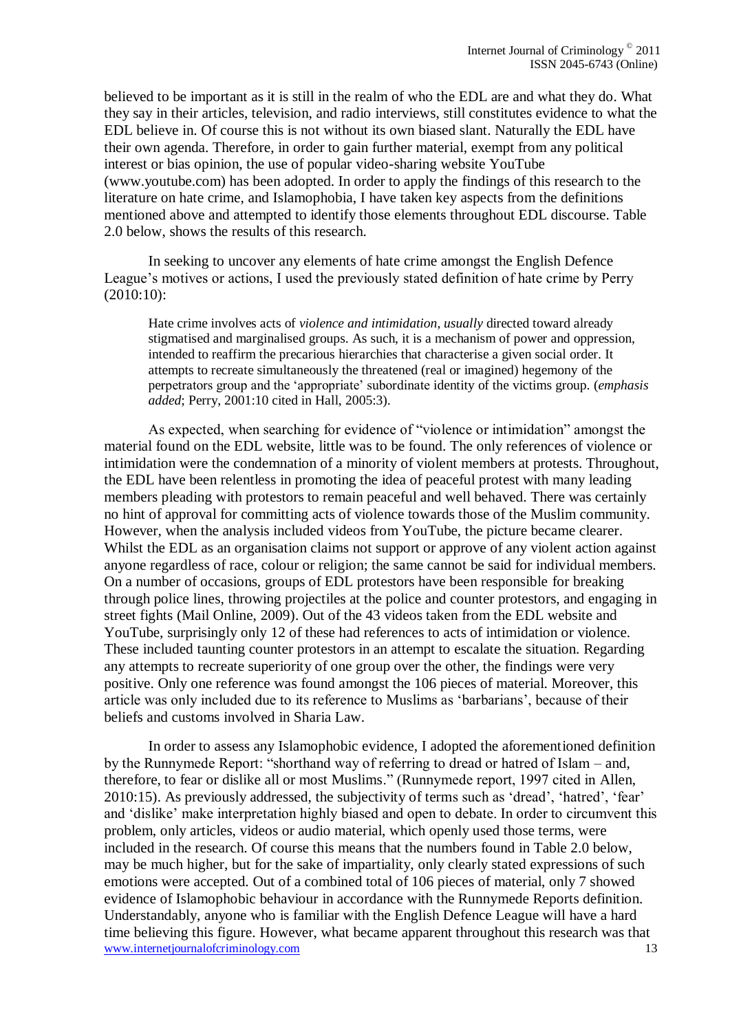believed to be important as it is still in the realm of who the EDL are and what they do. What they say in their articles, television, and radio interviews, still constitutes evidence to what the EDL believe in. Of course this is not without its own biased slant. Naturally the EDL have their own agenda. Therefore, in order to gain further material, exempt from any political interest or bias opinion, the use of popular video-sharing website YouTube (www.youtube.com) has been adopted. In order to apply the findings of this research to the literature on hate crime, and Islamophobia, I have taken key aspects from the definitions mentioned above and attempted to identify those elements throughout EDL discourse. Table 2.0 below, shows the results of this research.

In seeking to uncover any elements of hate crime amongst the English Defence League's motives or actions, I used the previously stated definition of hate crime by Perry (2010:10):

> Hate crime involves acts of *violence and intimidation, usually* directed toward already stigmatised and marginalised groups. As such, it is a mechanism of power and oppression, intended to reaffirm the precarious hierarchies that characterise a given social order. It attempts to recreate simultaneously the threatened (real or imagined) hegemony of the perpetrators group and the 'appropriate' subordinate identity of the victims group. (*emphasis added*; Perry, 2001:10 cited in Hall, 2005:3).

As expected, when searching for evidence of "violence or intimidation" amongst the material found on the EDL website, little was to be found. The only references of violence or intimidation were the condemnation of a minority of violent members at protests. Throughout, the EDL have been relentless in promoting the idea of peaceful protest with many leading members pleading with protestors to remain peaceful and well behaved. There was certainly no hint of approval for committing acts of violence towards those of the Muslim community. However, when the analysis included videos from YouTube, the picture became clearer. Whilst the EDL as an organisation claims not support or approve of any violent action against anyone regardless of race, colour or religion; the same cannot be said for individual members. On a number of occasions, groups of EDL protestors have been responsible for breaking through police lines, throwing projectiles at the police and counter protestors, and engaging in street fights (Mail Online, 2009). Out of the 43 videos taken from the EDL website and YouTube, surprisingly only 12 of these had references to acts of intimidation or violence. These included taunting counter protestors in an attempt to escalate the situation. Regarding any attempts to recreate superiority of one group over the other, the findings were very positive. Only one reference was found amongst the 106 pieces of material. Moreover, this article was only included due to its reference to Muslims as 'barbarians', because of their beliefs and customs involved in Sharia Law.

In order to assess any Islamophobic evidence, I adopted the aforementioned definition by the Runnymede Report: "shorthand way of referring to dread or hatred of Islam – and, therefore, to fear or dislike all or most Muslims." (Runnymede report, 1997 cited in Allen, 2010:15). As previously addressed, the subjectivity of terms such as 'dread', 'hatred', 'fear' and 'dislike' make interpretation highly biased and open to debate. In order to circumvent this problem, only articles, videos or audio material, which openly used those terms, were included in the research. Of course this means that the numbers found in Table 2.0 below, may be much higher, but for the sake of impartiality, only clearly stated expressions of such emotions were accepted. Out of a combined total of 106 pieces of material, only 7 showed evidence of Islamophobic behaviour in accordance with the Runnymede Reports definition. Understandably, anyone who is familiar with the English Defence League will have a hard time believing this figure. However, what became apparent throughout this research was that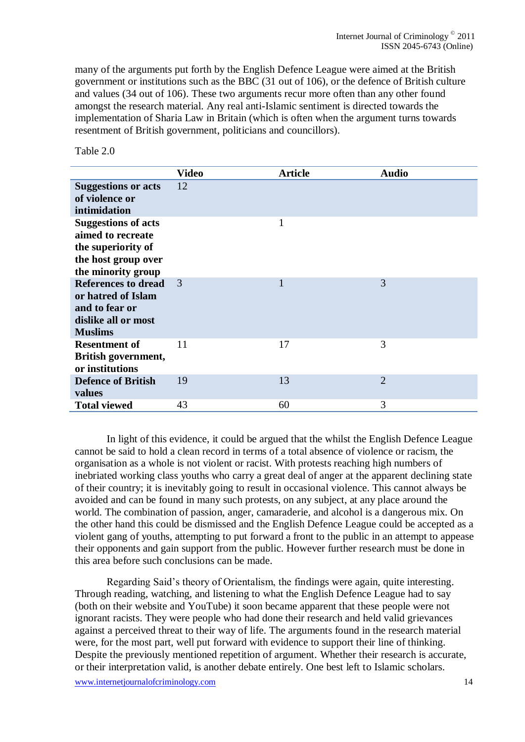many of the arguments put forth by the English Defence League were aimed at the British government or institutions such as the BBC (31 out of 106), or the defence of British culture and values (34 out of 106). These two arguments recur more often than any other found amongst the research material. Any real anti-Islamic sentiment is directed towards the implementation of Sharia Law in Britain (which is often when the argument turns towards resentment of British government, politicians and councillors).

Table 2.0

| | Video | Article | Audio |
|---|---|---|---|
| **Suggestions or acts of violence or intimidation** | 12 | | |
| **Suggestions of acts aimed to recreate the superiority of the host group over the minority group** | | 1 | |
| **References to dread or hatred of Islam and to fear or dislike all or most Muslims** | 3 | 1 | 3 |
| **Resentment of British government, or institutions** | 11 | 17 | 3 |
| **Defence of British values** | 19 | 13 | 2 |
| **Total viewed** | 43 | 60 | 3 |

In light of this evidence, it could be argued that the whilst the English Defence League cannot be said to hold a clean record in terms of a total absence of violence or racism, the organisation as a whole is not violent or racist. With protests reaching high numbers of inebriated working class youths who carry a great deal of anger at the apparent declining state of their country; it is inevitably going to result in occasional violence. This cannot always be avoided and can be found in many such protests, on any subject, at any place around the world. The combination of passion, anger, camaraderie, and alcohol is a dangerous mix. On the other hand this could be dismissed and the English Defence League could be accepted as a violent gang of youths, attempting to put forward a front to the public in an attempt to appease their opponents and gain support from the public. However further research must be done in this area before such conclusions can be made.

Regarding Said's theory of Orientalism, the findings were again, quite interesting. Through reading, watching, and listening to what the English Defence League had to say (both on their website and YouTube) it soon became apparent that these people were not ignorant racists. They were people who had done their research and held valid grievances against a perceived threat to their way of life. The arguments found in the research material were, for the most part, well put forward with evidence to support their line of thinking. Despite the previously mentioned repetition of argument. Whether their research is accurate, or their interpretation valid, is another debate entirely. One best left to Islamic scholars.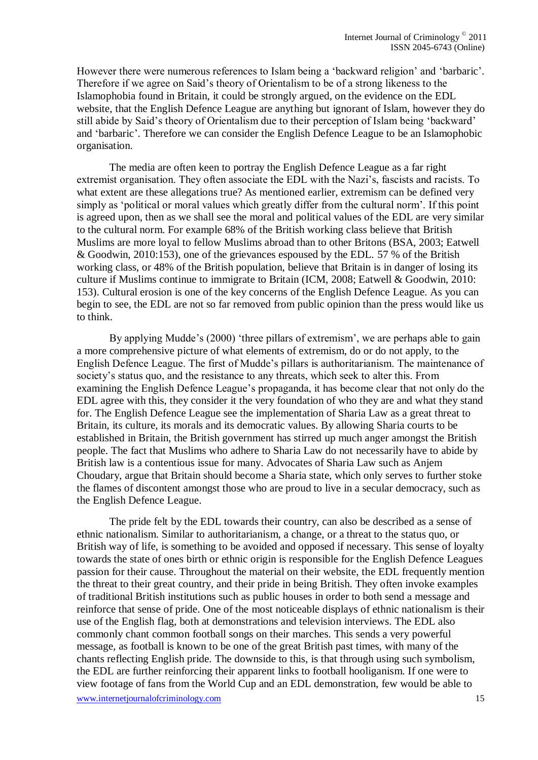However there were numerous references to Islam being a 'backward religion' and 'barbaric'. Therefore if we agree on Said's theory of Orientalism to be of a strong likeness to the Islamophobia found in Britain, it could be strongly argued, on the evidence on the EDL website, that the English Defence League are anything but ignorant of Islam, however they do still abide by Said's theory of Orientalism due to their perception of Islam being 'backward' and 'barbaric'. Therefore we can consider the English Defence League to be an Islamophobic organisation.

The media are often keen to portray the English Defence League as a far right extremist organisation. They often associate the EDL with the Nazi's, fascists and racists. To what extent are these allegations true? As mentioned earlier, extremism can be defined very simply as 'political or moral values which greatly differ from the cultural norm'. If this point is agreed upon, then as we shall see the moral and political values of the EDL are very similar to the cultural norm. For example 68% of the British working class believe that British Muslims are more loyal to fellow Muslims abroad than to other Britons (BSA, 2003; Eatwell & Goodwin, 2010:153), one of the grievances espoused by the EDL. 57 % of the British working class, or 48% of the British population, believe that Britain is in danger of losing its culture if Muslims continue to immigrate to Britain (ICM, 2008; Eatwell & Goodwin, 2010: 153). Cultural erosion is one of the key concerns of the English Defence League. As you can begin to see, the EDL are not so far removed from public opinion than the press would like us to think.

By applying Mudde's (2000) 'three pillars of extremism', we are perhaps able to gain a more comprehensive picture of what elements of extremism, do or do not apply, to the English Defence League. The first of Mudde's pillars is authoritarianism. The maintenance of society's status quo, and the resistance to any threats, which seek to alter this. From examining the English Defence League's propaganda, it has become clear that not only do the EDL agree with this, they consider it the very foundation of who they are and what they stand for. The English Defence League see the implementation of Sharia Law as a great threat to Britain, its culture, its morals and its democratic values. By allowing Sharia courts to be established in Britain, the British government has stirred up much anger amongst the British people. The fact that Muslims who adhere to Sharia Law do not necessarily have to abide by British law is a contentious issue for many. Advocates of Sharia Law such as Anjem Choudary, argue that Britain should become a Sharia state, which only serves to further stoke the flames of discontent amongst those who are proud to live in a secular democracy, such as the English Defence League.

The pride felt by the EDL towards their country, can also be described as a sense of ethnic nationalism. Similar to authoritarianism, a change, or a threat to the status quo, or British way of life, is something to be avoided and opposed if necessary. This sense of loyalty towards the state of ones birth or ethnic origin is responsible for the English Defence Leagues passion for their cause. Throughout the material on their website, the EDL frequently mention the threat to their great country, and their pride in being British. They often invoke examples of traditional British institutions such as public houses in order to both send a message and reinforce that sense of pride. One of the most noticeable displays of ethnic nationalism is their use of the English flag, both at demonstrations and television interviews. The EDL also commonly chant common football songs on their marches. This sends a very powerful message, as football is known to be one of the great British past times, with many of the chants reflecting English pride. The downside to this, is that through using such symbolism, the EDL are further reinforcing their apparent links to football hooliganism. If one were to view footage of fans from the World Cup and an EDL demonstration, few would be able to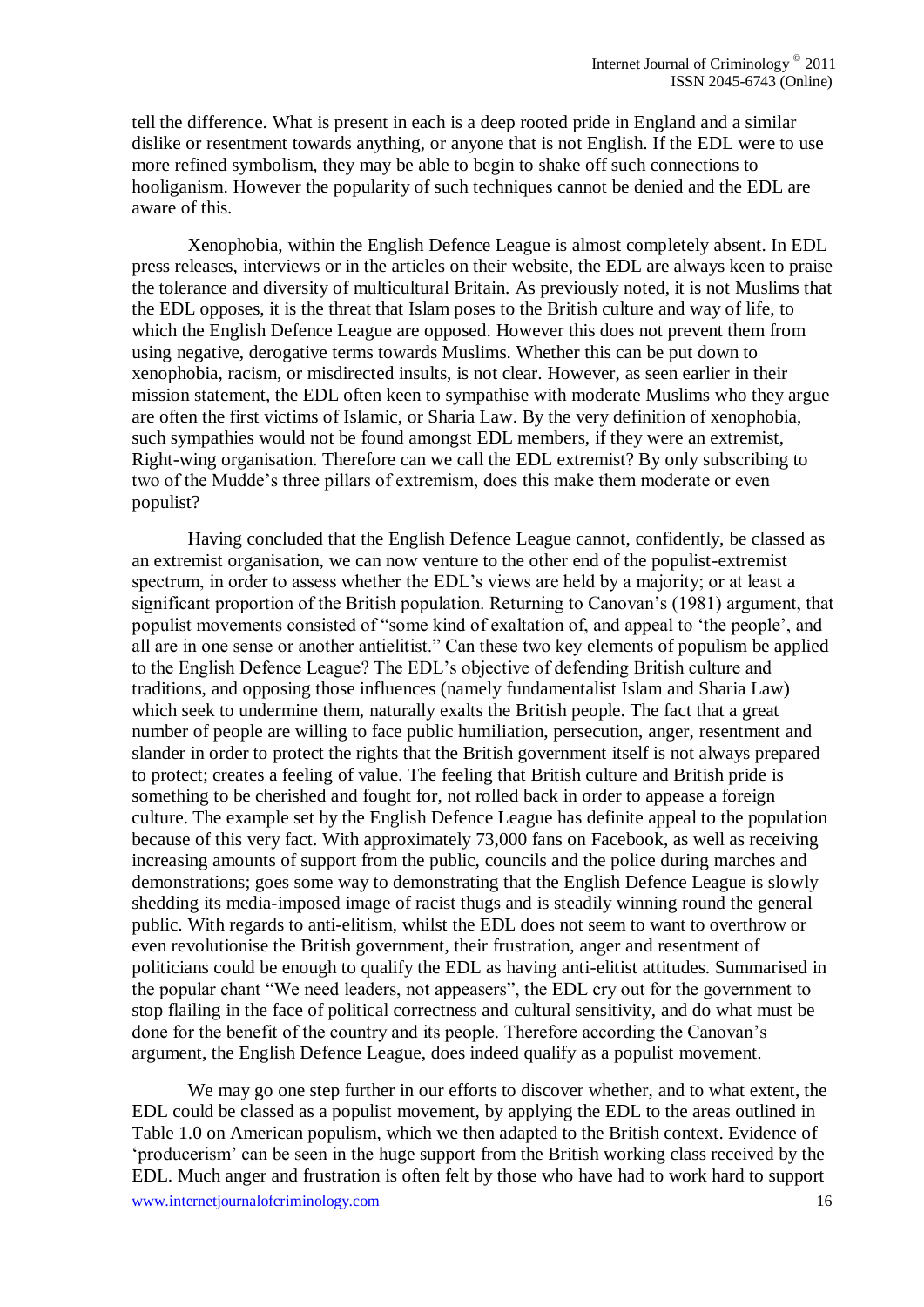tell the difference. What is present in each is a deep rooted pride in England and a similar dislike or resentment towards anything, or anyone that is not English. If the EDL were to use more refined symbolism, they may be able to begin to shake off such connections to hooliganism. However the popularity of such techniques cannot be denied and the EDL are aware of this.

Xenophobia, within the English Defence League is almost completely absent. In EDL press releases, interviews or in the articles on their website, the EDL are always keen to praise the tolerance and diversity of multicultural Britain. As previously noted, it is not Muslims that the EDL opposes, it is the threat that Islam poses to the British culture and way of life, to which the English Defence League are opposed. However this does not prevent them from using negative, derogative terms towards Muslims. Whether this can be put down to xenophobia, racism, or misdirected insults, is not clear. However, as seen earlier in their mission statement, the EDL often keen to sympathise with moderate Muslims who they argue are often the first victims of Islamic, or Sharia Law. By the very definition of xenophobia, such sympathies would not be found amongst EDL members, if they were an extremist, Right-wing organisation. Therefore can we call the EDL extremist? By only subscribing to two of the Mudde's three pillars of extremism, does this make them moderate or even populist?

Having concluded that the English Defence League cannot, confidently, be classed as an extremist organisation, we can now venture to the other end of the populist-extremist spectrum, in order to assess whether the EDL's views are held by a majority; or at least a significant proportion of the British population. Returning to Canovan's (1981) argument, that populist movements consisted of "some kind of exaltation of, and appeal to 'the people', and all are in one sense or another antielitist." Can these two key elements of populism be applied to the English Defence League? The EDL's objective of defending British culture and traditions, and opposing those influences (namely fundamentalist Islam and Sharia Law) which seek to undermine them, naturally exalts the British people. The fact that a great number of people are willing to face public humiliation, persecution, anger, resentment and slander in order to protect the rights that the British government itself is not always prepared to protect; creates a feeling of value. The feeling that British culture and British pride is something to be cherished and fought for, not rolled back in order to appease a foreign culture. The example set by the English Defence League has definite appeal to the population because of this very fact. With approximately 73,000 fans on Facebook, as well as receiving increasing amounts of support from the public, councils and the police during marches and demonstrations; goes some way to demonstrating that the English Defence League is slowly shedding its media-imposed image of racist thugs and is steadily winning round the general public. With regards to anti-elitism, whilst the EDL does not seem to want to overthrow or even revolutionise the British government, their frustration, anger and resentment of politicians could be enough to qualify the EDL as having anti-elitist attitudes. Summarised in the popular chant "We need leaders, not appeasers", the EDL cry out for the government to stop flailing in the face of political correctness and cultural sensitivity, and do what must be done for the benefit of the country and its people. Therefore according the Canovan's argument, the English Defence League, does indeed qualify as a populist movement.

We may go one step further in our efforts to discover whether, and to what extent, the EDL could be classed as a populist movement, by applying the EDL to the areas outlined in Table 1.0 on American populism, which we then adapted to the British context. Evidence of 'producerism' can be seen in the huge support from the British working class received by the EDL. Much anger and frustration is often felt by those who have had to work hard to support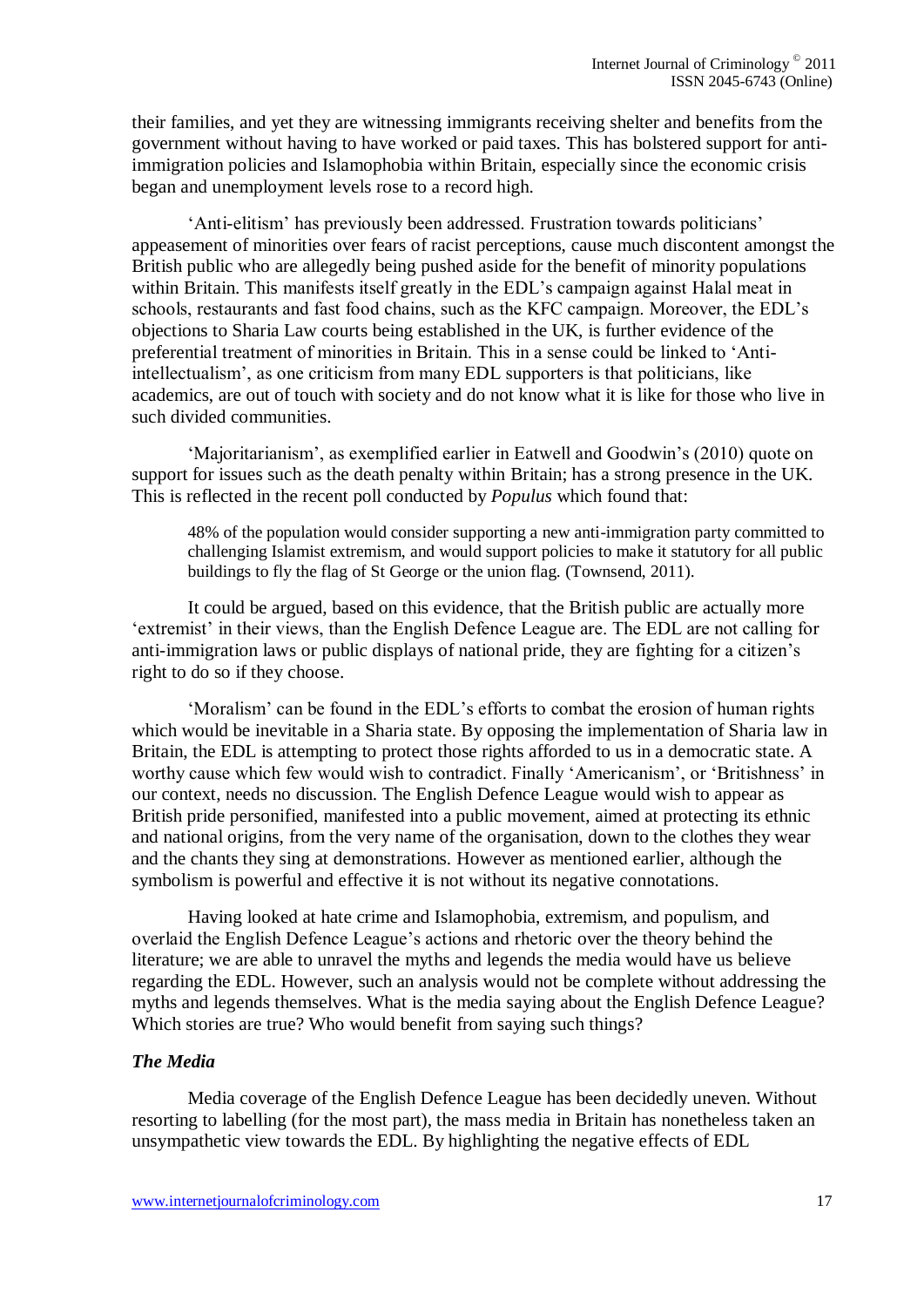their families, and yet they are witnessing immigrants receiving shelter and benefits from the government without having to have worked or paid taxes. This has bolstered support for anti-immigration policies and Islamophobia within Britain, especially since the economic crisis began and unemployment levels rose to a record high.

'Anti-elitism' has previously been addressed. Frustration towards politicians' appeasement of minorities over fears of racist perceptions, cause much discontent amongst the British public who are allegedly being pushed aside for the benefit of minority populations within Britain. This manifests itself greatly in the EDL's campaign against Halal meat in schools, restaurants and fast food chains, such as the KFC campaign. Moreover, the EDL's objections to Sharia Law courts being established in the UK, is further evidence of the preferential treatment of minorities in Britain. This in a sense could be linked to 'Anti-intellectualism', as one criticism from many EDL supporters is that politicians, like academics, are out of touch with society and do not know what it is like for those who live in such divided communities.

'Majoritarianism', as exemplified earlier in Eatwell and Goodwin's (2010) quote on support for issues such as the death penalty within Britain; has a strong presence in the UK. This is reflected in the recent poll conducted by *Populus* which found that:

> 48% of the population would consider supporting a new anti-immigration party committed to challenging Islamist extremism, and would support policies to make it statutory for all public buildings to fly the flag of St George or the union flag. (Townsend, 2011).

It could be argued, based on this evidence, that the British public are actually more 'extremist' in their views, than the English Defence League are. The EDL are not calling for anti-immigration laws or public displays of national pride, they are fighting for a citizen's right to do so if they choose.

'Moralism' can be found in the EDL's efforts to combat the erosion of human rights which would be inevitable in a Sharia state. By opposing the implementation of Sharia law in Britain, the EDL is attempting to protect those rights afforded to us in a democratic state. A worthy cause which few would wish to contradict. Finally 'Americanism', or 'Britishness' in our context, needs no discussion. The English Defence League would wish to appear as British pride personified, manifested into a public movement, aimed at protecting its ethnic and national origins, from the very name of the organisation, down to the clothes they wear and the chants they sing at demonstrations. However as mentioned earlier, although the symbolism is powerful and effective it is not without its negative connotations.

Having looked at hate crime and Islamophobia, extremism, and populism, and overlaid the English Defence League's actions and rhetoric over the theory behind the literature; we are able to unravel the myths and legends the media would have us believe regarding the EDL. However, such an analysis would not be complete without addressing the myths and legends themselves. What is the media saying about the English Defence League? Which stories are true? Who would benefit from saying such things?

### *The Media*

Media coverage of the English Defence League has been decidedly uneven. Without resorting to labelling (for the most part), the mass media in Britain has nonetheless taken an unsympathetic view towards the EDL. By highlighting the negative effects of EDL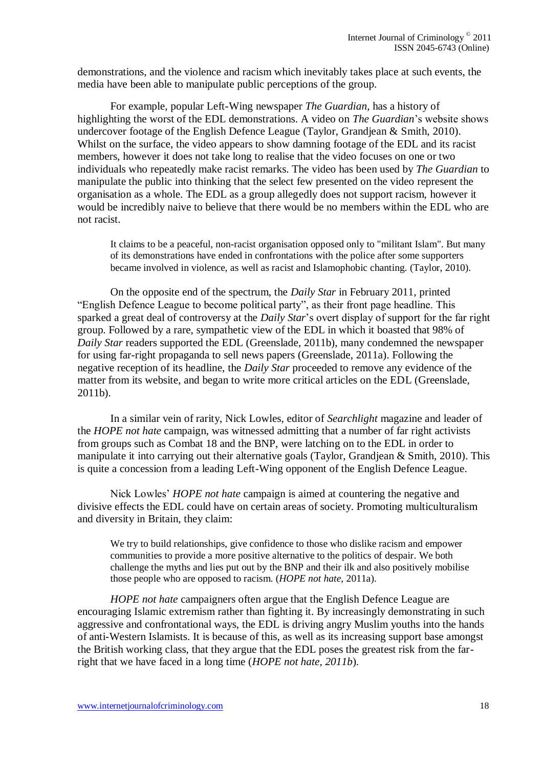demonstrations, and the violence and racism which inevitably takes place at such events, the media have been able to manipulate public perceptions of the group.

For example, popular Left-Wing newspaper *The Guardian*, has a history of highlighting the worst of the EDL demonstrations. A video on *The Guardian*'s website shows undercover footage of the English Defence League (Taylor, Grandjean & Smith, 2010). Whilst on the surface, the video appears to show damning footage of the EDL and its racist members, however it does not take long to realise that the video focuses on one or two individuals who repeatedly make racist remarks. The video has been used by *The Guardian* to manipulate the public into thinking that the select few presented on the video represent the organisation as a whole. The EDL as a group allegedly does not support racism, however it would be incredibly naive to believe that there would be no members within the EDL who are not racist.

> It claims to be a peaceful, non-racist organisation opposed only to "militant Islam". But many of its demonstrations have ended in confrontations with the police after some supporters became involved in violence, as well as racist and Islamophobic chanting. (Taylor, 2010).

On the opposite end of the spectrum, the *Daily Star* in February 2011, printed "English Defence League to become political party", as their front page headline. This sparked a great deal of controversy at the *Daily Star*'s overt display of support for the far right group. Followed by a rare, sympathetic view of the EDL in which it boasted that 98% of *Daily Star* readers supported the EDL (Greenslade, 2011b), many condemned the newspaper for using far-right propaganda to sell news papers (Greenslade, 2011a). Following the negative reception of its headline, the *Daily Star* proceeded to remove any evidence of the matter from its website, and began to write more critical articles on the EDL (Greenslade, 2011b).

In a similar vein of rarity, Nick Lowles, editor of *Searchlight* magazine and leader of the *HOPE not hate* campaign, was witnessed admitting that a number of far right activists from groups such as Combat 18 and the BNP, were latching on to the EDL in order to manipulate it into carrying out their alternative goals (Taylor, Grandjean & Smith, 2010). This is quite a concession from a leading Left-Wing opponent of the English Defence League.

Nick Lowles' *HOPE not hate* campaign is aimed at countering the negative and divisive effects the EDL could have on certain areas of society. Promoting multiculturalism and diversity in Britain, they claim:

> We try to build relationships, give confidence to those who dislike racism and empower communities to provide a more positive alternative to the politics of despair. We both challenge the myths and lies put out by the BNP and their ilk and also positively mobilise those people who are opposed to racism. (*HOPE not hate*, 2011a).

*HOPE not hate* campaigners often argue that the English Defence League are encouraging Islamic extremism rather than fighting it. By increasingly demonstrating in such aggressive and confrontational ways, the EDL is driving angry Muslim youths into the hands of anti-Western Islamists. It is because of this, as well as its increasing support base amongst the British working class, that they argue that the EDL poses the greatest risk from the far-right that we have faced in a long time (*HOPE not hate, 2011b*).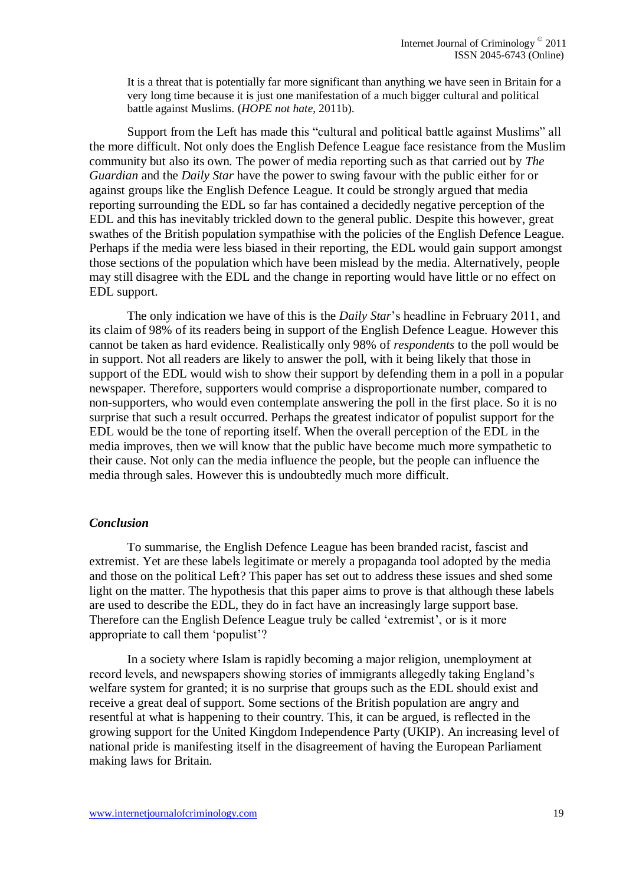> It is a threat that is potentially far more significant than anything we have seen in Britain for a very long time because it is just one manifestation of a much bigger cultural and political battle against Muslims. (*HOPE not hate*, 2011b).

Support from the Left has made this "cultural and political battle against Muslims" all the more difficult. Not only does the English Defence League face resistance from the Muslim community but also its own. The power of media reporting such as that carried out by *The Guardian* and the *Daily Star* have the power to swing favour with the public either for or against groups like the English Defence League. It could be strongly argued that media reporting surrounding the EDL so far has contained a decidedly negative perception of the EDL and this has inevitably trickled down to the general public. Despite this however, great swathes of the British population sympathise with the policies of the English Defence League. Perhaps if the media were less biased in their reporting, the EDL would gain support amongst those sections of the population which have been mislead by the media. Alternatively, people may still disagree with the EDL and the change in reporting would have little or no effect on EDL support.

The only indication we have of this is the *Daily Star*'s headline in February 2011, and its claim of 98% of its readers being in support of the English Defence League. However this cannot be taken as hard evidence. Realistically only 98% of *respondents* to the poll would be in support. Not all readers are likely to answer the poll, with it being likely that those in support of the EDL would wish to show their support by defending them in a poll in a popular newspaper. Therefore, supporters would comprise a disproportionate number, compared to non-supporters, who would even contemplate answering the poll in the first place. So it is no surprise that such a result occurred. Perhaps the greatest indicator of populist support for the EDL would be the tone of reporting itself. When the overall perception of the EDL in the media improves, then we will know that the public have become much more sympathetic to their cause. Not only can the media influence the people, but the people can influence the media through sales. However this is undoubtedly much more difficult.

### *Conclusion*

To summarise, the English Defence League has been branded racist, fascist and extremist. Yet are these labels legitimate or merely a propaganda tool adopted by the media and those on the political Left? This paper has set out to address these issues and shed some light on the matter. The hypothesis that this paper aims to prove is that although these labels are used to describe the EDL, they do in fact have an increasingly large support base. Therefore can the English Defence League truly be called 'extremist', or is it more appropriate to call them 'populist'?

In a society where Islam is rapidly becoming a major religion, unemployment at record levels, and newspapers showing stories of immigrants allegedly taking England's welfare system for granted; it is no surprise that groups such as the EDL should exist and receive a great deal of support. Some sections of the British population are angry and resentful at what is happening to their country. This, it can be argued, is reflected in the growing support for the United Kingdom Independence Party (UKIP). An increasing level of national pride is manifesting itself in the disagreement of having the European Parliament making laws for Britain.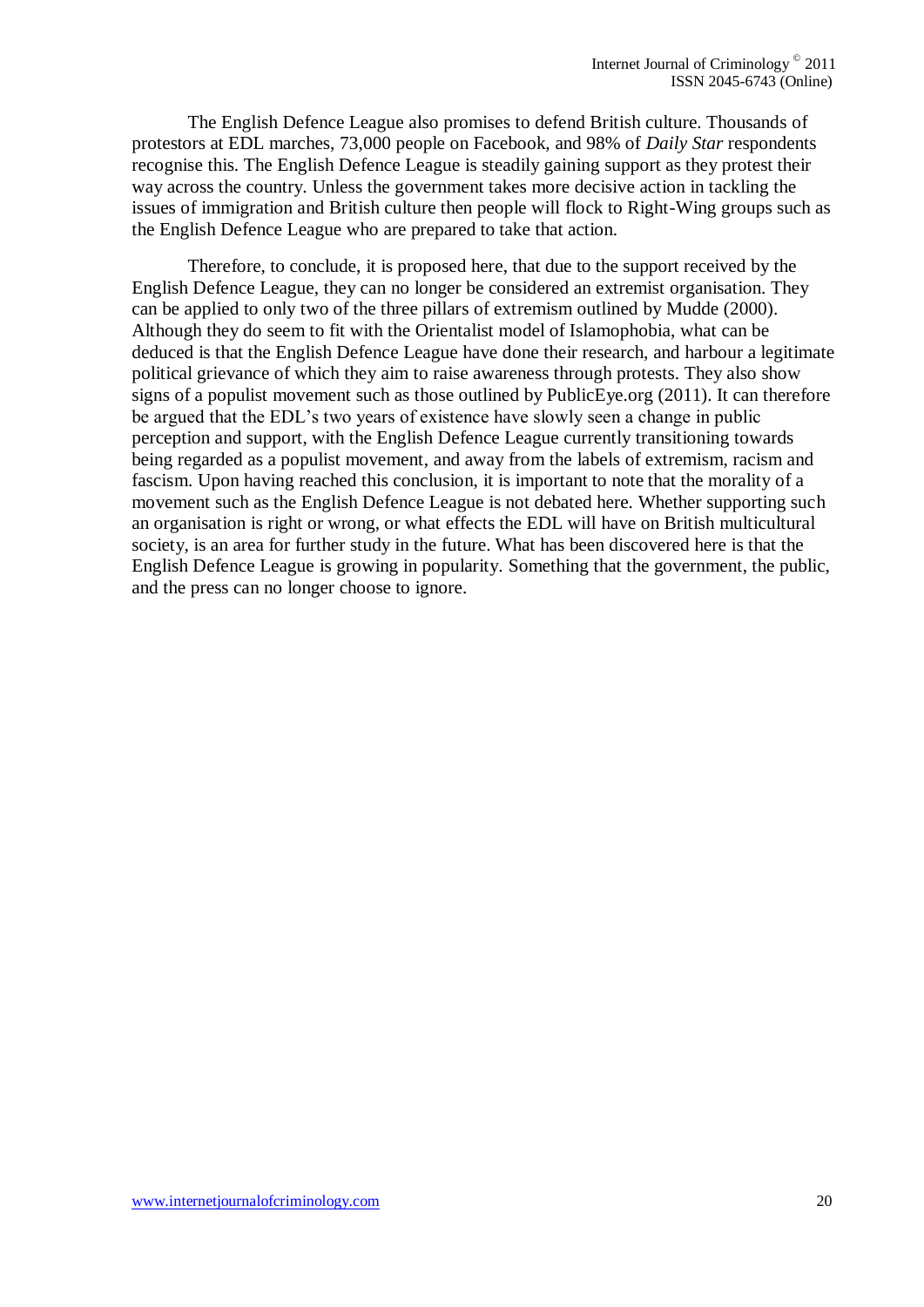The English Defence League also promises to defend British culture. Thousands of protestors at EDL marches, 73,000 people on Facebook, and 98% of *Daily Star* respondents recognise this. The English Defence League is steadily gaining support as they protest their way across the country. Unless the government takes more decisive action in tackling the issues of immigration and British culture then people will flock to Right-Wing groups such as the English Defence League who are prepared to take that action.

Therefore, to conclude, it is proposed here, that due to the support received by the English Defence League, they can no longer be considered an extremist organisation. They can be applied to only two of the three pillars of extremism outlined by Mudde (2000). Although they do seem to fit with the Orientalist model of Islamophobia, what can be deduced is that the English Defence League have done their research, and harbour a legitimate political grievance of which they aim to raise awareness through protests. They also show signs of a populist movement such as those outlined by PublicEye.org (2011). It can therefore be argued that the EDL's two years of existence have slowly seen a change in public perception and support, with the English Defence League currently transitioning towards being regarded as a populist movement, and away from the labels of extremism, racism and fascism. Upon having reached this conclusion, it is important to note that the morality of a movement such as the English Defence League is not debated here. Whether supporting such an organisation is right or wrong, or what effects the EDL will have on British multicultural society, is an area for further study in the future. What has been discovered here is that the English Defence League is growing in popularity. Something that the government, the public, and the press can no longer choose to ignore.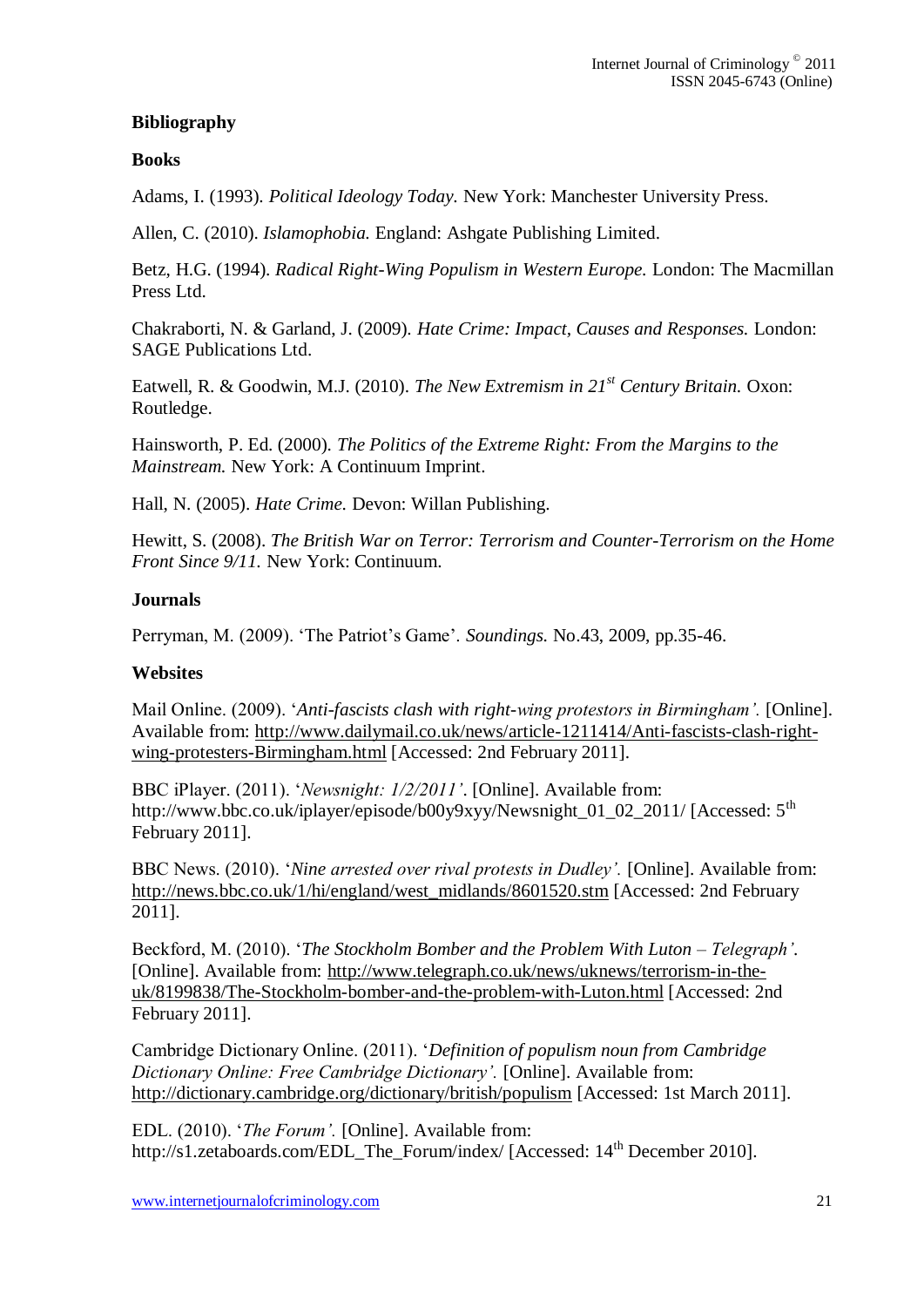**Bibliography**

**Books**

Adams, I. (1993). *Political Ideology Today.* New York: Manchester University Press.

Allen, C. (2010). *Islamophobia.* England: Ashgate Publishing Limited.

Betz, H.G. (1994). *Radical Right-Wing Populism in Western Europe.* London: The Macmillan Press Ltd.

Chakraborti, N. & Garland, J. (2009). *Hate Crime: Impact, Causes and Responses.* London: SAGE Publications Ltd.

Eatwell, R. & Goodwin, M.J. (2010). *The New Extremism in 21st Century Britain.* Oxon: Routledge.

Hainsworth, P. Ed. (2000). *The Politics of the Extreme Right: From the Margins to the Mainstream.* New York: A Continuum Imprint.

Hall, N. (2005). *Hate Crime.* Devon: Willan Publishing.

Hewitt, S. (2008). *The British War on Terror: Terrorism and Counter-Terrorism on the Home Front Since 9/11.* New York: Continuum.

**Journals**

Perryman, M. (2009). 'The Patriot's Game'. *Soundings.* No.43, 2009, pp.35-46.

**Websites**

Mail Online. (2009). '*Anti-fascists clash with right-wing protestors in Birmingham'.* [Online]. Available from: http://www.dailymail.co.uk/news/article-1211414/Anti-fascists-clash-right-wing-protesters-Birmingham.html [Accessed: 2nd February 2011].

BBC iPlayer. (2011). '*Newsnight: 1/2/2011'*. [Online]. Available from: http://www.bbc.co.uk/iplayer/episode/b00y9xyy/Newsnight_01_02_2011/ [Accessed: 5th February 2011].

BBC News. (2010). '*Nine arrested over rival protests in Dudley'.* [Online]. Available from: http://news.bbc.co.uk/1/hi/england/west_midlands/8601520.stm [Accessed: 2nd February 2011].

Beckford, M. (2010). '*The Stockholm Bomber and the Problem With Luton – Telegraph'*. [Online]. Available from: http://www.telegraph.co.uk/news/uknews/terrorism-in-the-uk/8199838/The-Stockholm-bomber-and-the-problem-with-Luton.html [Accessed: 2nd February 2011].

Cambridge Dictionary Online. (2011). '*Definition of populism noun from Cambridge Dictionary Online: Free Cambridge Dictionary'.* [Online]. Available from: http://dictionary.cambridge.org/dictionary/british/populism [Accessed: 1st March 2011].

EDL. (2010). '*The Forum'.* [Online]. Available from: http://s1.zetaboards.com/EDL_The_Forum/index/ [Accessed: 14th December 2010].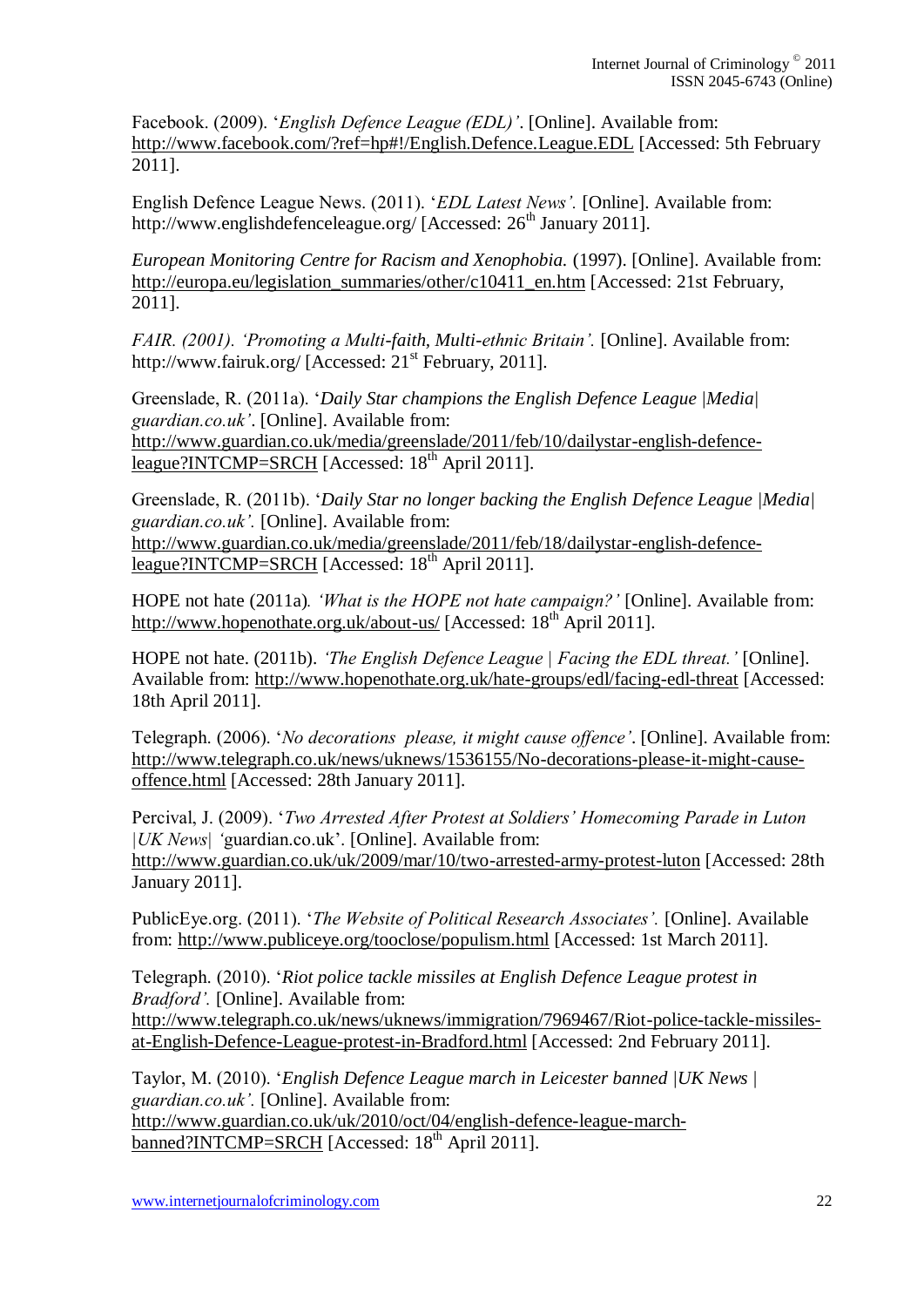Facebook. (2009). '*English Defence League (EDL)'*. [Online]. Available from: http://www.facebook.com/?ref=hp#!/English.Defence.League.EDL [Accessed: 5th February 2011].

English Defence League News. (2011). '*EDL Latest News'.* [Online]. Available from: http://www.englishdefenceleague.org/ [Accessed: 26th January 2011].

*European Monitoring Centre for Racism and Xenophobia.* (1997). [Online]. Available from: http://europa.eu/legislation_summaries/other/c10411_en.htm [Accessed: 21st February, 2011].

*FAIR. (2001). 'Promoting a Multi-faith, Multi-ethnic Britain'.* [Online]. Available from: http://www.fairuk.org/ [Accessed: 21st February, 2011].

Greenslade, R. (2011a). '*Daily Star champions the English Defence League |Media| guardian.co.uk'*. [Online]. Available from: http://www.guardian.co.uk/media/greenslade/2011/feb/10/dailystar-english-defence-league?INTCMP=SRCH [Accessed: 18th April 2011].

Greenslade, R. (2011b). '*Daily Star no longer backing the English Defence League |Media| guardian.co.uk'.* [Online]. Available from: http://www.guardian.co.uk/media/greenslade/2011/feb/18/dailystar-english-defence-league?INTCMP=SRCH [Accessed: 18th April 2011].

HOPE not hate (2011a)*. 'What is the HOPE not hate campaign?'* [Online]. Available from: http://www.hopenothate.org.uk/about-us/ [Accessed: 18th April 2011].

HOPE not hate. (2011b). *'The English Defence League | Facing the EDL threat.'* [Online]. Available from: http://www.hopenothate.org.uk/hate-groups/edl/facing-edl-threat [Accessed: 18th April 2011].

Telegraph. (2006). '*No decorations please, it might cause offence'*. [Online]. Available from: http://www.telegraph.co.uk/news/uknews/1536155/No-decorations-please-it-might-cause-offence.html [Accessed: 28th January 2011].

Percival, J. (2009). '*Two Arrested After Protest at Soldiers' Homecoming Parade in Luton |UK News| '*guardian.co.uk'. [Online]. Available from: http://www.guardian.co.uk/uk/2009/mar/10/two-arrested-army-protest-luton [Accessed: 28th January 2011].

PublicEye.org. (2011). '*The Website of Political Research Associates'.* [Online]. Available from: http://www.publiceye.org/tooclose/populism.html [Accessed: 1st March 2011].

Telegraph. (2010). '*Riot police tackle missiles at English Defence League protest in Bradford'.* [Online]. Available from: http://www.telegraph.co.uk/news/uknews/immigration/7969467/Riot-police-tackle-missiles-at-English-Defence-League-protest-in-Bradford.html [Accessed: 2nd February 2011].

Taylor, M. (2010). '*English Defence League march in Leicester banned |UK News | guardian.co.uk'.* [Online]. Available from: http://www.guardian.co.uk/uk/2010/oct/04/english-defence-league-march-banned?INTCMP=SRCH [Accessed: 18th April 2011].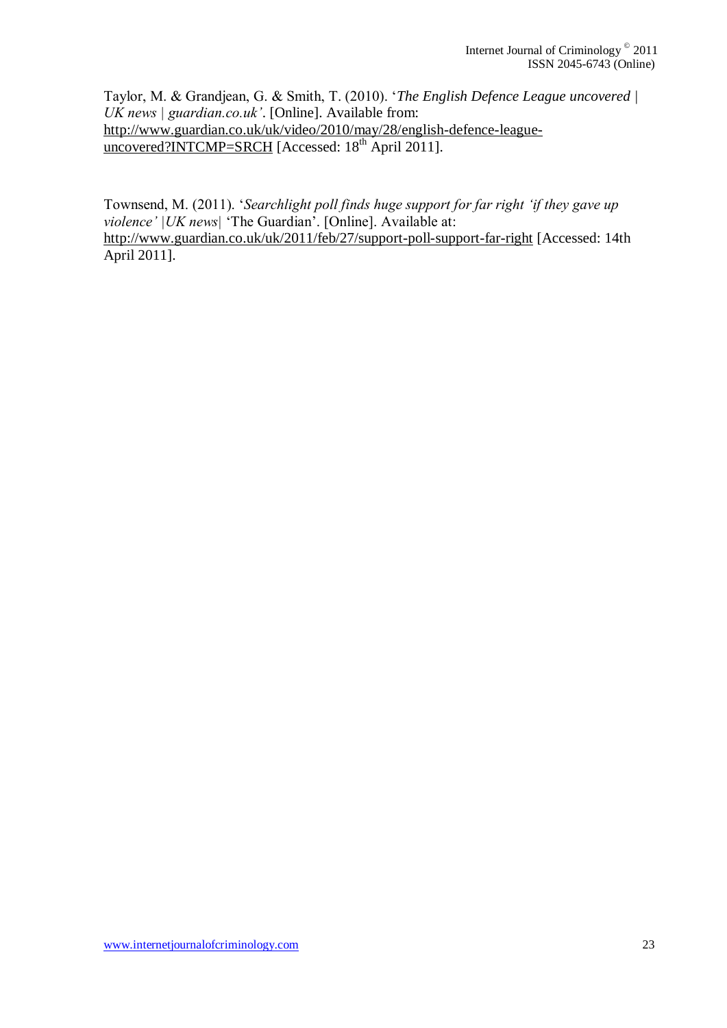Taylor, M. & Grandjean, G. & Smith, T. (2010). '*The English Defence League uncovered | UK news | guardian.co.uk'*. [Online]. Available from: http://www.guardian.co.uk/uk/video/2010/may/28/english-defence-league-uncovered?INTCMP=SRCH [Accessed: 18th April 2011].

Townsend, M. (2011). '*Searchlight poll finds huge support for far right 'if they gave up violence' |UK news|* 'The Guardian'. [Online]. Available at: http://www.guardian.co.uk/uk/2011/feb/27/support-poll-support-far-right [Accessed: 14th April 2011].